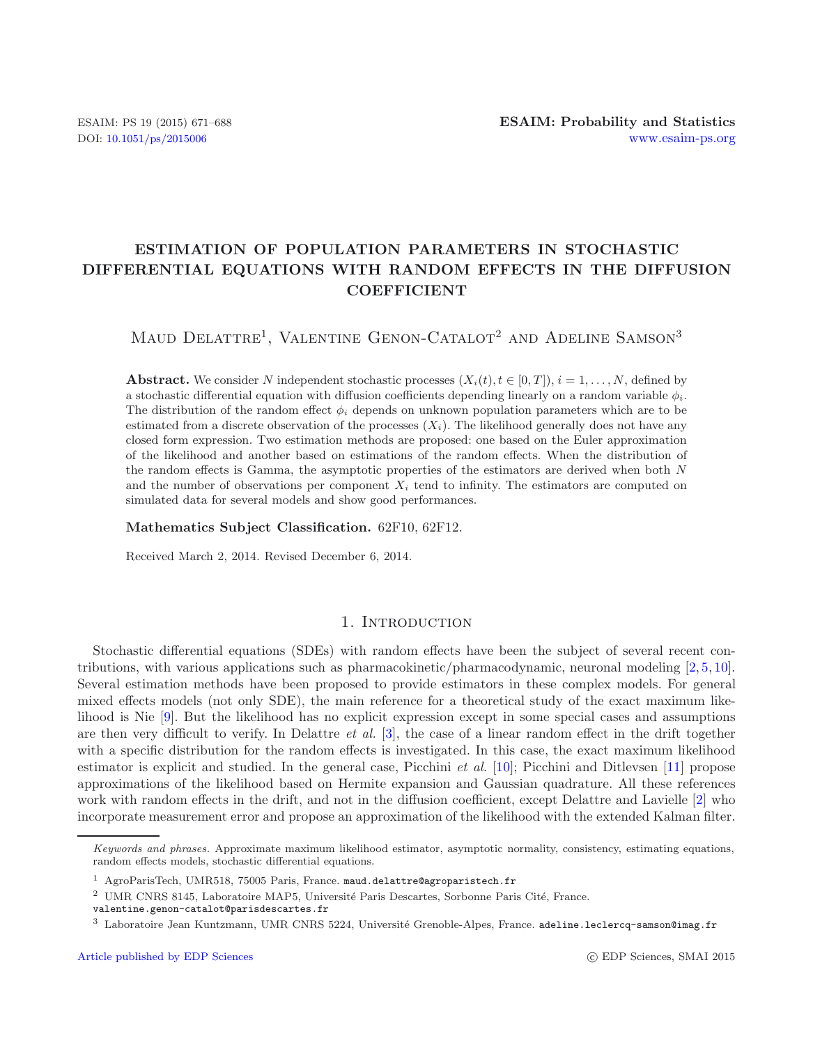# ESTIMATION OF POPULATION PARAMETERS IN STOCHASTIC DIFFERENTIAL EQUATIONS WITH RANDOM EFFECTS IN THE DIFFUSION COEFFICIENT

Maud Delattre[1], Valentine Genon-Catalot[2] and Adeline Samson[3]

**Abstract.** We consider $N$ independent stochastic processes $(X_i(t), t \in [0,T])$, $i = 1, \ldots, N$, defined by a stochastic differential equation with diffusion coefficients depending linearly on a random variable $\phi_i$. The distribution of the random effect $\phi_i$ depends on unknown population parameters which are to be estimated from a discrete observation of the processes $(X_i)$. The likelihood generally does not have any closed form expression. Two estimation methods are proposed: one based on the Euler approximation of the likelihood and another based on estimations of the random effects. When the distribution of the random effects is Gamma, the asymptotic properties of the estimators are derived when both $N$ and the number of observations per component $X_i$ tend to infinity. The estimators are computed on simulated data for several models and show good performances.

**Mathematics Subject Classification.** 62F10, 62F12.

Received March 2, 2014. Revised December 6, 2014.

## 1. Introduction

Stochastic differential equations (SDEs) with random effects have been the subject of several recent contributions, with various applications such as pharmacokinetic/pharmacodynamic, neuronal modeling [2, 5, 10]. Several estimation methods have been proposed to provide estimators in these complex models. For general mixed effects models (not only SDE), the main reference for a theoretical study of the exact maximum likelihood is Nie [9]. But the likelihood has no explicit expression except in some special cases and assumptions are then very difficult to verify. In Delattre *et al.* [3], the case of a linear random effect in the drift together with a specific distribution for the random effects is investigated. In this case, the exact maximum likelihood estimator is explicit and studied. In the general case, Picchini *et al.* [10]; Picchini and Ditlevsen [11] propose approximations of the likelihood based on Hermite expansion and Gaussian quadrature. All these references work with random effects in the drift, and not in the diffusion coefficient, except Delattre and Lavielle [2] who incorporate measurement error and propose an approximation of the likelihood with the extended Kalman filter.

*Keywords and phrases.* Approximate maximum likelihood estimator, asymptotic normality, consistency, estimating equations, random effects models, stochastic differential equations.

[1] AgroParisTech, UMR518, 75005 Paris, France. maud.delattre@agroparistech.fr

[2] UMR CNRS 8145, Laboratoire MAP5, Université Paris Descartes, Sorbonne Paris Cité, France. valentine.genon-catalot@parisdescartes.fr

[3] Laboratoire Jean Kuntzmann, UMR CNRS 5224, Université Grenoble-Alpes, France. adeline.leclercq-samson@imag.fr

Article published by EDP Sciences © EDP Sciences, SMAI 2015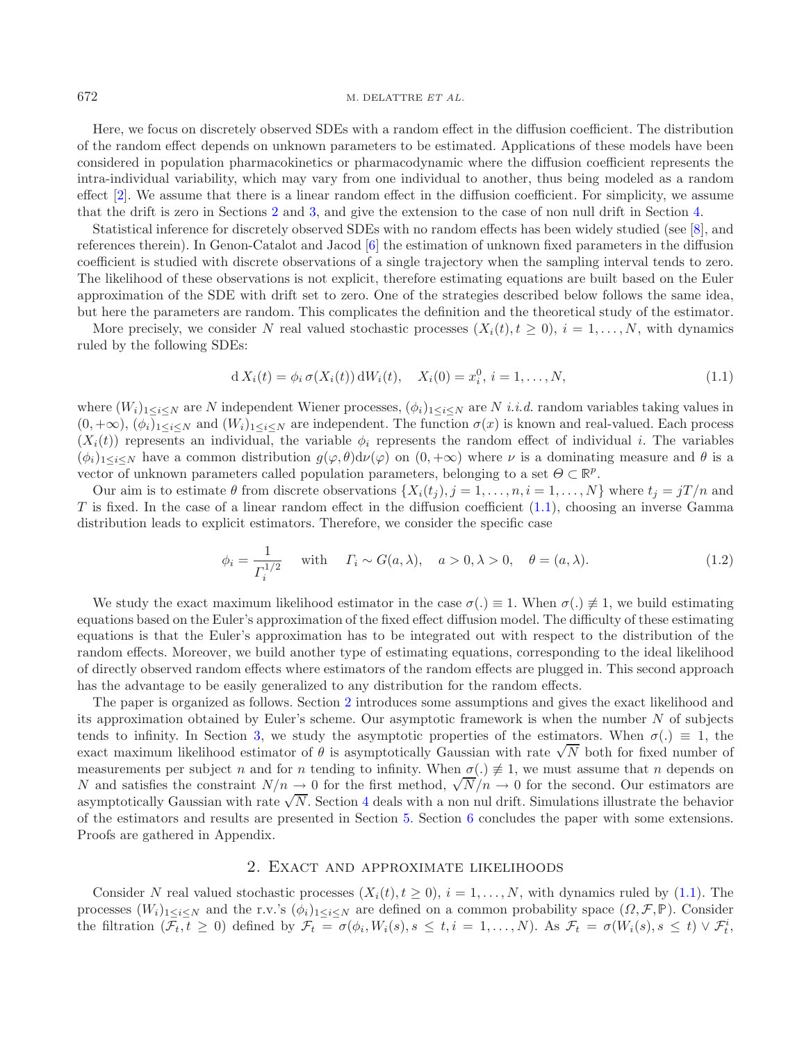Here, we focus on discretely observed SDEs with a random effect in the diffusion coefficient. The distribution of the random effect depends on unknown parameters to be estimated. Applications of these models have been considered in population pharmacokinetics or pharmacodynamic where the diffusion coefficient represents the intra-individual variability, which may vary from one individual to another, thus being modeled as a random effect [2]. We assume that there is a linear random effect in the diffusion coefficient. For simplicity, we assume that the drift is zero in Sections 2 and 3, and give the extension to the case of non null drift in Section 4.

Statistical inference for discretely observed SDEs with no random effects has been widely studied (see [8], and references therein). In Genon-Catalot and Jacod [6] the estimation of unknown fixed parameters in the diffusion coefficient is studied with discrete observations of a single trajectory when the sampling interval tends to zero. The likelihood of these observations is not explicit, therefore estimating equations are built based on the Euler approximation of the SDE with drift set to zero. One of the strategies described below follows the same idea, but here the parameters are random. This complicates the definition and the theoretical study of the estimator.

More precisely, we consider $N$ real valued stochastic processes $(X_i(t), t \geq 0)$, $i = 1, \ldots, N$, with dynamics ruled by the following SDEs:

$$\mathrm{d}\, X_i(t) = \phi_i\, \sigma(X_i(t))\, \mathrm{d}W_i(t), \quad X_i(0) = x_i^0,\ i = 1, \ldots, N, \tag{1.1}$$

where $(W_i)_{1 \leq i \leq N}$ are $N$ independent Wiener processes, $(\phi_i)_{1 \leq i \leq N}$ are $N$ *i.i.d.* random variables taking values in $(0, +\infty)$, $(\phi_i)_{1 \leq i \leq N}$ and $(W_i)_{1 \leq i \leq N}$ are independent. The function $\sigma(x)$ is known and real-valued. Each process $(X_i(t))$ represents an individual, the variable $\phi_i$ represents the random effect of individual $i$. The variables $(\phi_i)_{1 \leq i \leq N}$ have a common distribution $g(\varphi, \theta)\mathrm{d}\nu(\varphi)$ on $(0, +\infty)$ where $\nu$ is a dominating measure and $\theta$ is a vector of unknown parameters called population parameters, belonging to a set $\Theta \subset \mathbb{R}^p$.

Our aim is to estimate $\theta$ from discrete observations $\{X_i(t_j), j = 1, \ldots, n, i = 1, \ldots, N\}$ where $t_j = jT/n$ and $T$ is fixed. In the case of a linear random effect in the diffusion coefficient (1.1), choosing an inverse Gamma distribution leads to explicit estimators. Therefore, we consider the specific case

$$\phi_i = \frac{1}{\Gamma_i^{1/2}} \quad \text{with} \quad \Gamma_i \sim G(a, \lambda), \quad a > 0, \lambda > 0, \quad \theta = (a, \lambda). \tag{1.2}$$

We study the exact maximum likelihood estimator in the case $\sigma(.) \equiv 1$. When $\sigma(.) \not\equiv 1$, we build estimating equations based on the Euler's approximation of the fixed effect diffusion model. The difficulty of these estimating equations is that the Euler's approximation has to be integrated out with respect to the distribution of the random effects. Moreover, we build another type of estimating equations, corresponding to the ideal likelihood of directly observed random effects where estimators of the random effects are plugged in. This second approach has the advantage to be easily generalized to any distribution for the random effects.

The paper is organized as follows. Section 2 introduces some assumptions and gives the exact likelihood and its approximation obtained by Euler's scheme. Our asymptotic framework is when the number $N$ of subjects tends to infinity. In Section 3, we study the asymptotic properties of the estimators. When $\sigma(.) \equiv 1$, the exact maximum likelihood estimator of $\theta$ is asymptotically Gaussian with rate $\sqrt{N}$ both for fixed number of measurements per subject $n$ and for $n$ tending to infinity. When $\sigma(.) \not\equiv 1$, we must assume that $n$ depends on $N$ and satisfies the constraint $N/n \to 0$ for the first method, $\sqrt{N}/n \to 0$ for the second. Our estimators are asymptotically Gaussian with rate $\sqrt{N}$. Section 4 deals with a non nul drift. Simulations illustrate the behavior of the estimators and results are presented in Section 5. Section 6 concludes the paper with some extensions. Proofs are gathered in Appendix.

## 2. Exact and approximate likelihoods

Consider $N$ real valued stochastic processes $(X_i(t), t \geq 0)$, $i = 1, \ldots, N$, with dynamics ruled by (1.1). The processes $(W_i)_{1 \leq i \leq N}$ and the r.v.'s $(\phi_i)_{1 \leq i \leq N}$ are defined on a common probability space $(\Omega, \mathcal{F}, \mathbb{P})$. Consider the filtration $(\mathcal{F}_t, t \geq 0)$ defined by $\mathcal{F}_t = \sigma(\phi_i, W_i(s), s \leq t, i = 1, \ldots, N)$. As $\mathcal{F}_t = \sigma(W_i(s), s \leq t) \vee \mathcal{F}_t^i$,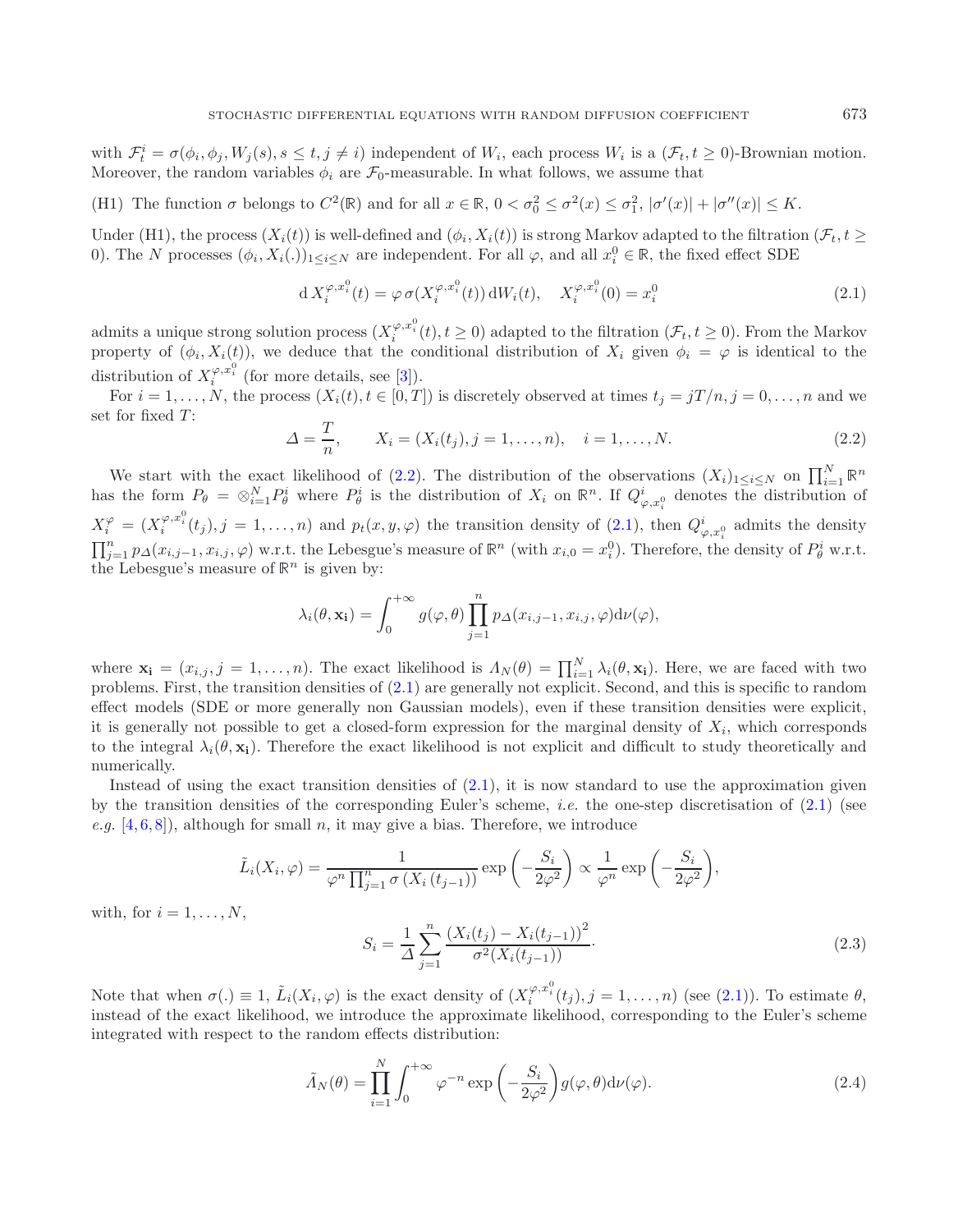with $\mathcal{F}_t^i = \sigma(\phi_i, \phi_j, W_j(s), s \le t, j \ne i)$ independent of $W_i$, each process $W_i$ is a $(\mathcal{F}_t, t \ge 0)$-Brownian motion. Moreover, the random variables $\phi_i$ are $\mathcal{F}_0$-measurable. In what follows, we assume that

(H1) The function $\sigma$ belongs to $C^2(\mathbb{R})$ and for all $x \in \mathbb{R}$, $0 < \sigma_0^2 \le \sigma^2(x) \le \sigma_1^2$, $|\sigma'(x)| + |\sigma''(x)| \le K$.

Under (H1), the process $(X_i(t))$ is well-defined and $(\phi_i, X_i(t))$ is strong Markov adapted to the filtration $(\mathcal{F}_t, t \ge 0)$. The $N$ processes $(\phi_i, X_i(.))_{1 \le i \le N}$ are independent. For all $\varphi$, and all $x_i^0 \in \mathbb{R}$, the fixed effect SDE

$$\mathrm{d}\, X_i^{\varphi, x_i^0}(t) = \varphi\, \sigma(X_i^{\varphi, x_i^0}(t))\, \mathrm{d}W_i(t), \quad X_i^{\varphi, x_i^0}(0) = x_i^0 \tag{2.1}$$

admits a unique strong solution process $(X_i^{\varphi, x_i^0}(t), t \ge 0)$ adapted to the filtration $(\mathcal{F}_t, t \ge 0)$. From the Markov property of $(\phi_i, X_i(t))$, we deduce that the conditional distribution of $X_i$ given $\phi_i = \varphi$ is identical to the distribution of $X_i^{\varphi, x_i^0}$ (for more details, see [3]).

For $i = 1, \ldots, N$, the process $(X_i(t), t \in [0, T])$ is discretely observed at times $t_j = jT/n, j = 0, \ldots, n$ and we set for fixed $T$:

$$\Delta = \frac{T}{n}, \qquad X_i = (X_i(t_j), j = 1, \ldots, n), \quad i = 1, \ldots, N. \tag{2.2}$$

We start with the exact likelihood of (2.2). The distribution of the observations $(X_i)_{1 \le i \le N}$ on $\prod_{i=1}^N \mathbb{R}^n$ has the form $P_\theta = \otimes_{i=1}^N P_\theta^i$ where $P_\theta^i$ is the distribution of $X_i$ on $\mathbb{R}^n$. If $Q^i_{\varphi, x_i^0}$ denotes the distribution of $X_i^\varphi = (X_i^{\varphi, x_i^0}(t_j), j = 1, \ldots, n)$ and $p_t(x, y, \varphi)$ the transition density of (2.1), then $Q^i_{\varphi, x_i^0}$ admits the density $\prod_{j=1}^n p_\Delta(x_{i,j-1}, x_{i,j}, \varphi)$ w.r.t. the Lebesgue's measure of $\mathbb{R}^n$ (with $x_{i,0} = x_i^0$). Therefore, the density of $P_\theta^i$ w.r.t. the Lebesgue's measure of $\mathbb{R}^n$ is given by:

$$\lambda_i(\theta, \mathbf{x_i}) = \int_0^{+\infty} g(\varphi, \theta) \prod_{j=1}^n p_\Delta(x_{i,j-1}, x_{i,j}, \varphi) \mathrm{d}\nu(\varphi),$$

where $\mathbf{x_i} = (x_{i,j}, j = 1, \ldots, n)$. The exact likelihood is $\Lambda_N(\theta) = \prod_{i=1}^N \lambda_i(\theta, \mathbf{x_i})$. Here, we are faced with two problems. First, the transition densities of (2.1) are generally not explicit. Second, and this is specific to random effect models (SDE or more generally non Gaussian models), even if these transition densities were explicit, it is generally not possible to get a closed-form expression for the marginal density of $X_i$, which corresponds to the integral $\lambda_i(\theta, \mathbf{x_i})$. Therefore the exact likelihood is not explicit and difficult to study theoretically and numerically.

Instead of using the exact transition densities of (2.1), it is now standard to use the approximation given by the transition densities of the corresponding Euler's scheme, *i.e.* the one-step discretisation of (2.1) (see *e.g.* [4,6,8]), although for small $n$, it may give a bias. Therefore, we introduce

$$\tilde{L}_i(X_i, \varphi) = \frac{1}{\varphi^n \prod_{j=1}^n \sigma\left(X_i\left(t_{j-1}\right)\right)} \exp\left(-\frac{S_i}{2\varphi^2}\right) \propto \frac{1}{\varphi^n} \exp\left(-\frac{S_i}{2\varphi^2}\right),$$

with, for $i = 1, \ldots, N$,

$$S_i = \frac{1}{\Delta} \sum_{j=1}^n \frac{\left(X_i(t_j) - X_i(t_{j-1})\right)^2}{\sigma^2(X_i(t_{j-1}))}. \tag{2.3}$$

Note that when $\sigma(.) \equiv 1$, $\tilde{L}_i(X_i, \varphi)$ is the exact density of $(X_i^{\varphi, x_i^0}(t_j), j = 1, \ldots, n)$ (see (2.1)). To estimate $\theta$, instead of the exact likelihood, we introduce the approximate likelihood, corresponding to the Euler's scheme integrated with respect to the random effects distribution:

$$\tilde{\Lambda}_N(\theta) = \prod_{i=1}^N \int_0^{+\infty} \varphi^{-n} \exp\left(-\frac{S_i}{2\varphi^2}\right) g(\varphi, \theta) \mathrm{d}\nu(\varphi). \tag{2.4}$$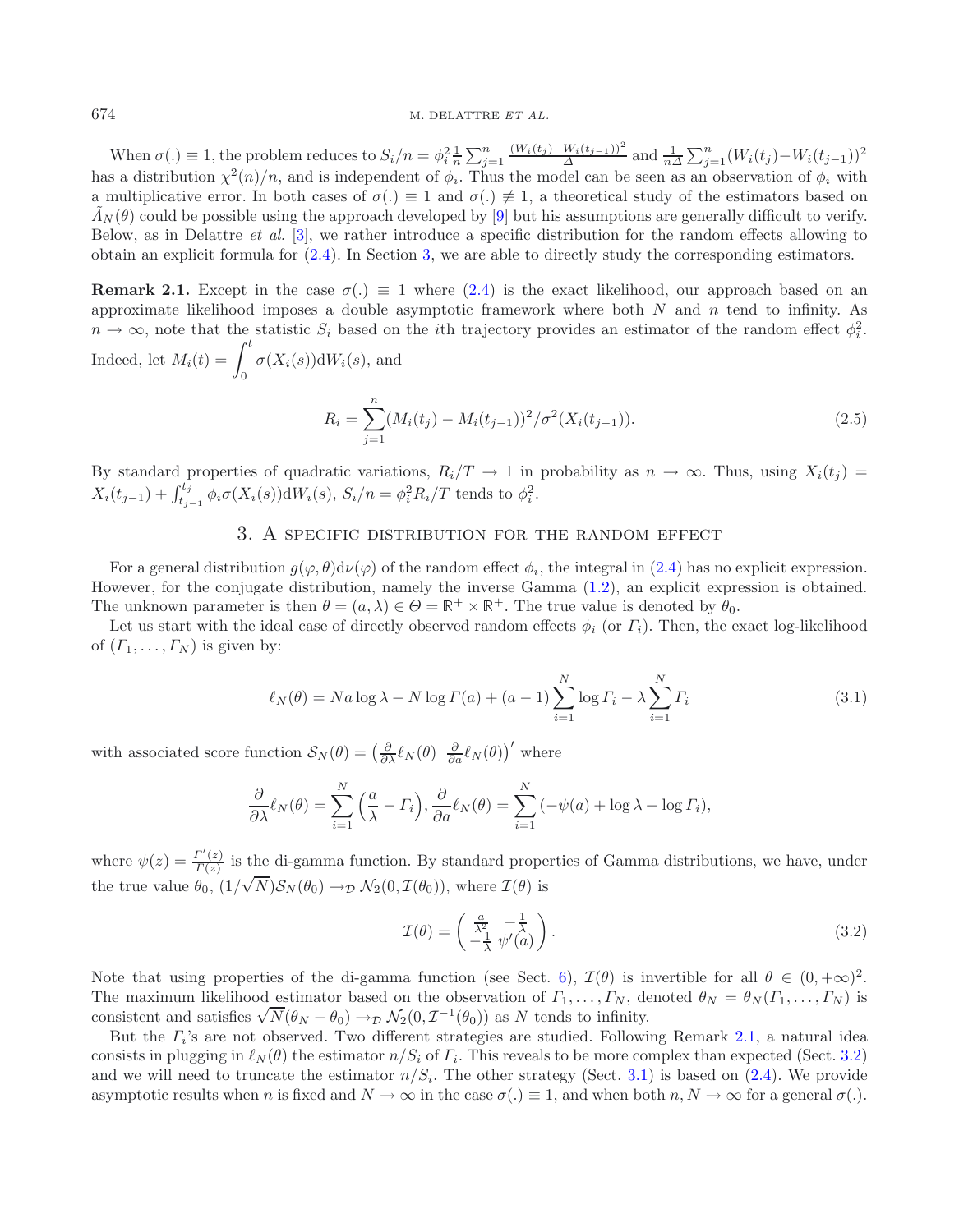When $\sigma(.) \equiv 1$, the problem reduces to $S_i/n = \phi_i^2 \frac{1}{n} \sum_{j=1}^n \frac{(W_i(t_j)-W_i(t_{j-1}))^2}{\Delta}$ and $\frac{1}{n\Delta}\sum_{j=1}^n (W_i(t_j)-W_i(t_{j-1}))^2$ has a distribution $\chi^2(n)/n$, and is independent of $\phi_i$. Thus the model can be seen as an observation of $\phi_i$ with a multiplicative error. In both cases of $\sigma(.) \equiv 1$ and $\sigma(.) \not\equiv 1$, a theoretical study of the estimators based on $\tilde{\Lambda}_N(\theta)$ could be possible using the approach developed by [9] but his assumptions are generally difficult to verify. Below, as in Delattre *et al.* [3], we rather introduce a specific distribution for the random effects allowing to obtain an explicit formula for (2.4). In Section 3, we are able to directly study the corresponding estimators.

**Remark 2.1.** Except in the case $\sigma(.) \equiv 1$ where (2.4) is the exact likelihood, our approach based on an approximate likelihood imposes a double asymptotic framework where both $N$ and $n$ tend to infinity. As $n \to \infty$, note that the statistic $S_i$ based on the $i$th trajectory provides an estimator of the random effect $\phi_i^2$. Indeed, let $M_i(t) = \displaystyle\int_0^t \sigma(X_i(s))\mathrm{d}W_i(s)$, and

$$R_i = \sum_{j=1}^n (M_i(t_j) - M_i(t_{j-1}))^2/\sigma^2(X_i(t_{j-1})). \tag{2.5}$$

By standard properties of quadratic variations, $R_i/T \to 1$ in probability as $n \to \infty$. Thus, using $X_i(t_j) = X_i(t_{j-1}) + \int_{t_{j-1}}^{t_j} \phi_i \sigma(X_i(s))\mathrm{d}W_i(s)$, $S_i/n = \phi_i^2 R_i/T$ tends to $\phi_i^2$.

## 3. A specific distribution for the random effect

For a general distribution $g(\varphi, \theta)\mathrm{d}\nu(\varphi)$ of the random effect $\phi_i$, the integral in (2.4) has no explicit expression. However, for the conjugate distribution, namely the inverse Gamma (1.2), an explicit expression is obtained. The unknown parameter is then $\theta = (a, \lambda) \in \Theta = \mathbb{R}^+ \times \mathbb{R}^+$. The true value is denoted by $\theta_0$.

Let us start with the ideal case of directly observed random effects $\phi_i$ (or $\Gamma_i$). Then, the exact log-likelihood of $(\Gamma_1, \ldots, \Gamma_N)$ is given by:

$$\ell_N(\theta) = Na\log\lambda - N\log\Gamma(a) + (a-1)\sum_{i=1}^N \log\Gamma_i - \lambda\sum_{i=1}^N \Gamma_i \tag{3.1}$$

with associated score function $\mathcal{S}_N(\theta) = \left(\frac{\partial}{\partial\lambda}\ell_N(\theta) \;\; \frac{\partial}{\partial a}\ell_N(\theta)\right)'$ where

$$\frac{\partial}{\partial\lambda}\ell_N(\theta) = \sum_{i=1}^N \left(\frac{a}{\lambda} - \Gamma_i\right), \frac{\partial}{\partial a}\ell_N(\theta) = \sum_{i=1}^N (-\psi(a) + \log\lambda + \log\Gamma_i),$$

where $\psi(z) = \frac{\Gamma'(z)}{\Gamma(z)}$ is the di-gamma function. By standard properties of Gamma distributions, we have, under the true value $\theta_0$, $(1/\sqrt{N})\mathcal{S}_N(\theta_0) \to_{\mathcal{D}} \mathcal{N}_2(0, \mathcal{I}(\theta_0))$, where $\mathcal{I}(\theta)$ is

$$\mathcal{I}(\theta) = \begin{pmatrix} \frac{a}{\lambda^2} & -\frac{1}{\lambda} \\ -\frac{1}{\lambda} & \psi'(a) \end{pmatrix}. \tag{3.2}$$

Note that using properties of the di-gamma function (see Sect. 6), $\mathcal{I}(\theta)$ is invertible for all $\theta \in (0, +\infty)^2$. The maximum likelihood estimator based on the observation of $\Gamma_1, \ldots, \Gamma_N$, denoted $\theta_N = \theta_N(\Gamma_1, \ldots, \Gamma_N)$ is consistent and satisfies $\sqrt{N}(\theta_N - \theta_0) \to_{\mathcal{D}} \mathcal{N}_2(0, \mathcal{I}^{-1}(\theta_0))$ as $N$ tends to infinity.

But the $\Gamma_i$'s are not observed. Two different strategies are studied. Following Remark 2.1, a natural idea consists in plugging in $\ell_N(\theta)$ the estimator $n/S_i$ of $\Gamma_i$. This reveals to be more complex than expected (Sect. 3.2) and we will need to truncate the estimator $n/S_i$. The other strategy (Sect. 3.1) is based on (2.4). We provide asymptotic results when $n$ is fixed and $N \to \infty$ in the case $\sigma(.) \equiv 1$, and when both $n, N \to \infty$ for a general $\sigma(.)$.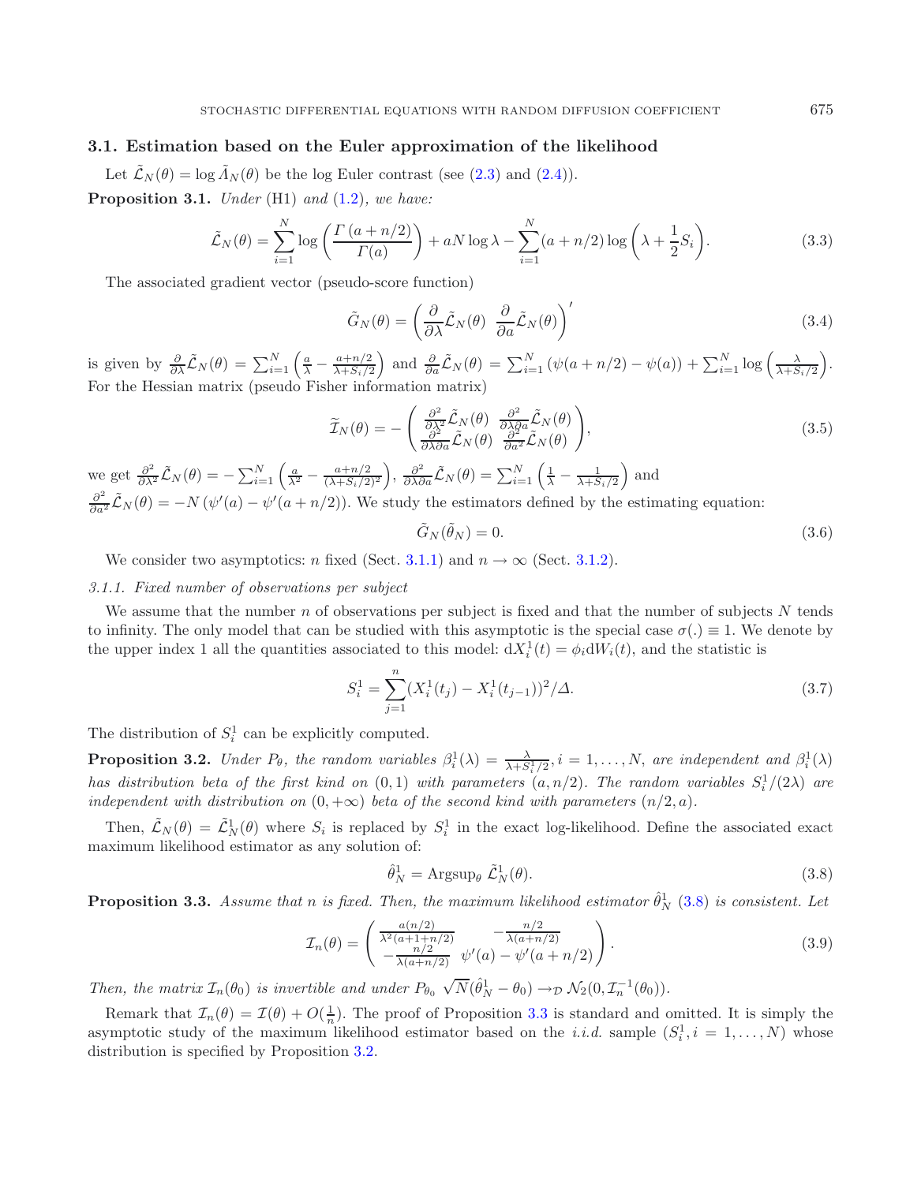### 3.1. Estimation based on the Euler approximation of the likelihood

Let $\tilde{\mathcal{L}}_N(\theta) = \log \tilde{\Lambda}_N(\theta)$ be the log Euler contrast (see (2.3) and (2.4)).

**Proposition 3.1.** *Under* (H1) *and* (1.2)*, we have:*

$$\tilde{\mathcal{L}}_N(\theta) = \sum_{i=1}^{N} \log\left(\frac{\Gamma\left(a+n/2\right)}{\Gamma(a)}\right) + aN\log\lambda - \sum_{i=1}^{N}(a+n/2)\log\left(\lambda + \frac{1}{2}S_i\right). \tag{3.3}$$

The associated gradient vector (pseudo-score function)

$$\tilde{G}_N(\theta) = \left(\frac{\partial}{\partial\lambda}\tilde{\mathcal{L}}_N(\theta) \;\; \frac{\partial}{\partial a}\tilde{\mathcal{L}}_N(\theta)\right)' \tag{3.4}$$

is given by $\frac{\partial}{\partial\lambda}\tilde{\mathcal{L}}_N(\theta) = \sum_{i=1}^{N}\left(\frac{a}{\lambda} - \frac{a+n/2}{\lambda+S_i/2}\right)$ and $\frac{\partial}{\partial a}\tilde{\mathcal{L}}_N(\theta) = \sum_{i=1}^{N}\left(\psi(a+n/2)-\psi(a)\right) + \sum_{i=1}^{N}\log\left(\frac{\lambda}{\lambda+S_i/2}\right)$. For the Hessian matrix (pseudo Fisher information matrix)

$$\widetilde{\mathcal{I}}_N(\theta) = -\begin{pmatrix} \frac{\partial^2}{\partial\lambda^2}\tilde{\mathcal{L}}_N(\theta) & \frac{\partial^2}{\partial\lambda\partial a}\tilde{\mathcal{L}}_N(\theta) \\ \frac{\partial^2}{\partial\lambda\partial a}\tilde{\mathcal{L}}_N(\theta) & \frac{\partial^2}{\partial a^2}\tilde{\mathcal{L}}_N(\theta) \end{pmatrix}, \tag{3.5}$$

we get $\frac{\partial^2}{\partial\lambda^2}\tilde{\mathcal{L}}_N(\theta) = -\sum_{i=1}^{N}\left(\frac{a}{\lambda^2} - \frac{a+n/2}{(\lambda+S_i/2)^2}\right)$, $\frac{\partial^2}{\partial\lambda\partial a}\tilde{\mathcal{L}}_N(\theta) = \sum_{i=1}^{N}\left(\frac{1}{\lambda} - \frac{1}{\lambda+S_i/2}\right)$ and $\frac{\partial^2}{\partial a^2}\tilde{\mathcal{L}}_N(\theta) = -N\left(\psi'(a) - \psi'(a+n/2)\right)$. We study the estimators defined by the estimating equation:

$$\tilde{G}_N(\tilde{\theta}_N) = 0. \tag{3.6}$$

We consider two asymptotics: $n$ fixed (Sect. 3.1.1) and $n \to \infty$ (Sect. 3.1.2).

#### *3.1.1. Fixed number of observations per subject*

We assume that the number $n$ of observations per subject is fixed and that the number of subjects $N$ tends to infinity. The only model that can be studied with this asymptotic is the special case $\sigma(.) \equiv 1$. We denote by the upper index 1 all the quantities associated to this model: $\mathrm{d}X_i^1(t) = \phi_i \mathrm{d}W_i(t)$, and the statistic is

$$S_i^1 = \sum_{j=1}^{n}(X_i^1(t_j) - X_i^1(t_{j-1}))^2/\Delta. \tag{3.7}$$

The distribution of $S_i^1$ can be explicitly computed.

**Proposition 3.2.** *Under $P_\theta$, the random variables $\beta_i^1(\lambda) = \frac{\lambda}{\lambda+S_i^1/2}, i = 1,\ldots,N$, are independent and $\beta_i^1(\lambda)$ has distribution beta of the first kind on $(0,1)$ with parameters $(a, n/2)$. The random variables $S_i^1/(2\lambda)$ are independent with distribution on $(0,+\infty)$ beta of the second kind with parameters $(n/2, a)$.*

Then, $\tilde{\mathcal{L}}_N(\theta) = \tilde{\mathcal{L}}_N^1(\theta)$ where $S_i$ is replaced by $S_i^1$ in the exact log-likelihood. Define the associated exact maximum likelihood estimator as any solution of:

$$\hat{\theta}_N^1 = \mathrm{Argsup}_\theta \; \tilde{\mathcal{L}}_N^1(\theta). \tag{3.8}$$

**Proposition 3.3.** *Assume that $n$ is fixed. Then, the maximum likelihood estimator $\hat{\theta}_N^1$ (3.8) is consistent. Let*

$$\mathcal{I}_n(\theta) = \begin{pmatrix} \frac{a(n/2)}{\lambda^2(a+1+n/2)} & -\frac{n/2}{\lambda(a+n/2)} \\ -\frac{n/2}{\lambda(a+n/2)} & \psi'(a) - \psi'(a+n/2) \end{pmatrix}. \tag{3.9}$$

*Then, the matrix $\mathcal{I}_n(\theta_0)$ is invertible and under $P_{\theta_0}$ $\sqrt{N}(\hat{\theta}_N^1 - \theta_0) \to_{\mathcal{D}} \mathcal{N}_2(0, \mathcal{I}_n^{-1}(\theta_0))$.*

Remark that $\mathcal{I}_n(\theta) = \mathcal{I}(\theta) + O(\frac{1}{n})$. The proof of Proposition 3.3 is standard and omitted. It is simply the asymptotic study of the maximum likelihood estimator based on the *i.i.d.* sample $(S_i^1, i = 1,\ldots,N)$ whose distribution is specified by Proposition 3.2.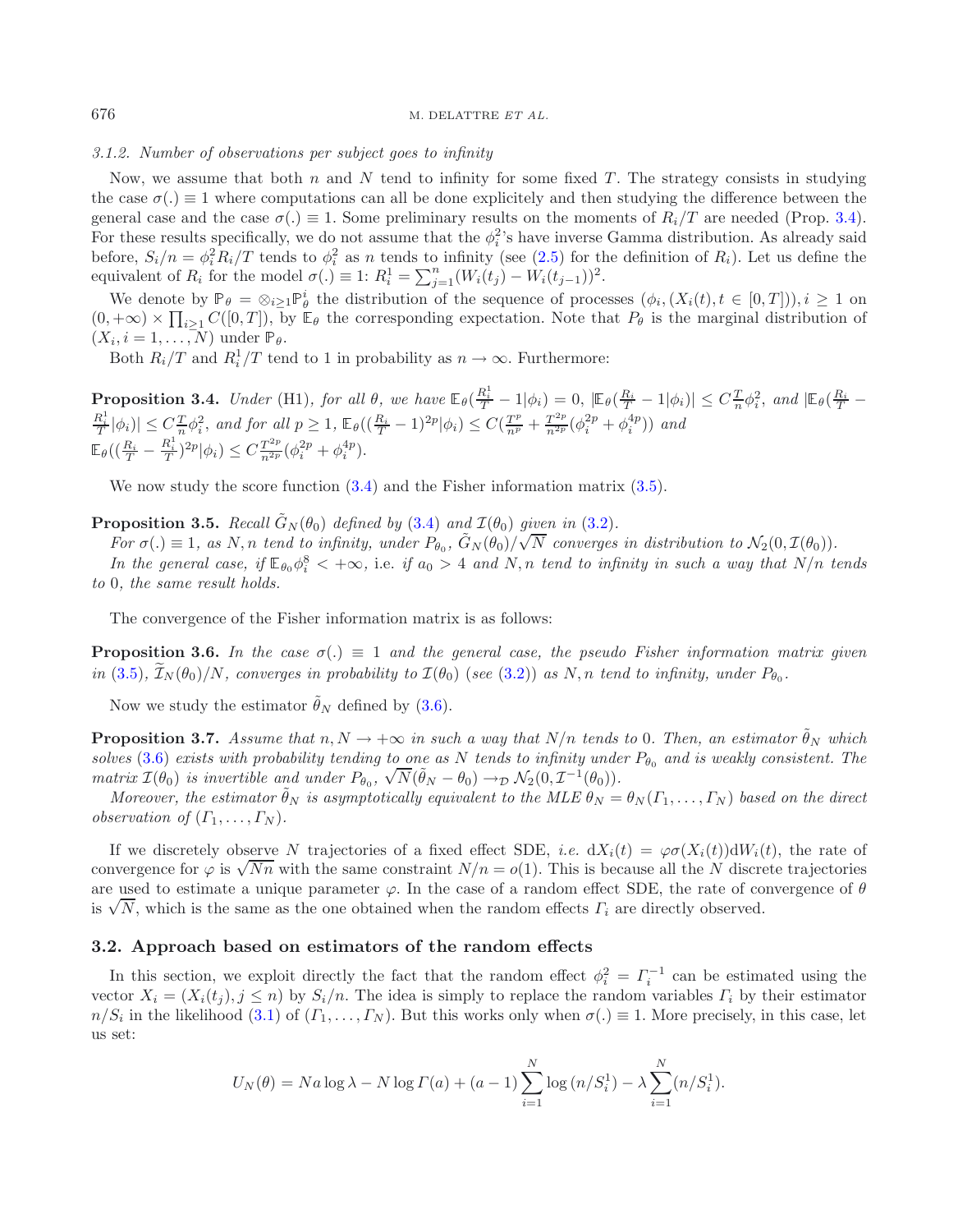*3.1.2. Number of observations per subject goes to infinity*

Now, we assume that both $n$ and $N$ tend to infinity for some fixed $T$. The strategy consists in studying the case $\sigma(.) \equiv 1$ where computations can all be done explicitely and then studying the difference between the general case and the case $\sigma(.) \equiv 1$. Some preliminary results on the moments of $R_i/T$ are needed (Prop. 3.4). For these results specifically, we do not assume that the $\phi_i^2$'s have inverse Gamma distribution. As already said before, $S_i/n = \phi_i^2 R_i/T$ tends to $\phi_i^2$ as $n$ tends to infinity (see (2.5) for the definition of $R_i$). Let us define the equivalent of $R_i$ for the model $\sigma(.) \equiv 1$: $R_i^1 = \sum_{j=1}^n (W_i(t_j) - W_i(t_{j-1}))^2$.

We denote by $\mathbb{P}_\theta = \otimes_{i \geq 1} \mathbb{P}_\theta^i$ the distribution of the sequence of processes $(\phi_i, (X_i(t), t \in [0,T])), i \geq 1$ on $(0, +\infty) \times \prod_{i \geq 1} C([0,T])$, by $\mathbb{E}_\theta$ the corresponding expectation. Note that $P_\theta$ is the marginal distribution of $(X_i, i = 1, \ldots, N)$ under $\mathbb{P}_\theta$.

Both $R_i/T$ and $R_i^1/T$ tend to 1 in probability as $n \to \infty$. Furthermore:

**Proposition 3.4.** *Under* (H1), *for all* $\theta$, *we have* $\mathbb{E}_\theta(\frac{R_i^1}{T} - 1|\phi_i) = 0$, $|\mathbb{E}_\theta(\frac{R_i}{T} - 1|\phi_i)| \leq C\frac{T}{n}\phi_i^2$, *and* $|\mathbb{E}_\theta(\frac{R_i}{T} - \frac{R_i^1}{T}|\phi_i)| \leq C\frac{T}{n}\phi_i^2$, *and for all* $p \geq 1$, $\mathbb{E}_\theta((\frac{R_i}{T} - 1)^{2p}|\phi_i) \leq C(\frac{T^p}{n^p} + \frac{T^{2p}}{n^{2p}}(\phi_i^{2p} + \phi_i^{4p}))$ *and* $\mathbb{E}_\theta((\frac{R_i}{T} - \frac{R_i^1}{T})^{2p}|\phi_i) \leq C\frac{T^{2p}}{n^{2p}}(\phi_i^{2p} + \phi_i^{4p})$.

We now study the score function (3.4) and the Fisher information matrix (3.5).

**Proposition 3.5.** *Recall* $\tilde{G}_N(\theta_0)$ *defined by* (3.4) *and* $\mathcal{I}(\theta_0)$ *given in* (3.2).

*For* $\sigma(.) \equiv 1$, *as* $N, n$ *tend to infinity, under* $P_{\theta_0}$, $\tilde{G}_N(\theta_0)/\sqrt{N}$ *converges in distribution to* $\mathcal{N}_2(0, \mathcal{I}(\theta_0))$.

*In the general case, if* $\mathbb{E}_{\theta_0}\phi_i^8 < +\infty$, *i.e. if* $a_0 > 4$ *and* $N, n$ *tend to infinity in such a way that* $N/n$ *tends to* 0, *the same result holds.*

The convergence of the Fisher information matrix is as follows:

**Proposition 3.6.** *In the case* $\sigma(.) \equiv 1$ *and the general case, the pseudo Fisher information matrix given in* (3.5), $\widetilde{\mathcal{I}}_N(\theta_0)/N$, *converges in probability to* $\mathcal{I}(\theta_0)$ *(see* (3.2)*) as* $N, n$ *tend to infinity, under* $P_{\theta_0}$.

Now we study the estimator $\tilde{\theta}_N$ defined by (3.6).

**Proposition 3.7.** *Assume that* $n, N \to +\infty$ *in such a way that* $N/n$ *tends to* 0. *Then, an estimator* $\tilde{\theta}_N$ *which solves* (3.6) *exists with probability tending to one as* $N$ *tends to infinity under* $P_{\theta_0}$ *and is weakly consistent. The matrix* $\mathcal{I}(\theta_0)$ *is invertible and under* $P_{\theta_0}$, $\sqrt{N}(\tilde{\theta}_N - \theta_0) \to_{\mathcal{D}} \mathcal{N}_2(0, \mathcal{I}^{-1}(\theta_0))$.

*Moreover, the estimator* $\tilde{\theta}_N$ *is asymptotically equivalent to the MLE* $\theta_N = \theta_N(\Gamma_1, \ldots, \Gamma_N)$ *based on the direct observation of* $(\Gamma_1, \ldots, \Gamma_N)$.

If we discretely observe $N$ trajectories of a fixed effect SDE, *i.e.* $\mathrm{d}X_i(t) = \varphi\sigma(X_i(t))\mathrm{d}W_i(t)$, the rate of convergence for $\varphi$ is $\sqrt{Nn}$ with the same constraint $N/n = o(1)$. This is because all the $N$ discrete trajectories are used to estimate a unique parameter $\varphi$. In the case of a random effect SDE, the rate of convergence of $\theta$ is $\sqrt{N}$, which is the same as the one obtained when the random effects $\Gamma_i$ are directly observed.

### 3.2. Approach based on estimators of the random effects

In this section, we exploit directly the fact that the random effect $\phi_i^2 = \Gamma_i^{-1}$ can be estimated using the vector $X_i = (X_i(t_j), j \leq n)$ by $S_i/n$. The idea is simply to replace the random variables $\Gamma_i$ by their estimator $n/S_i$ in the likelihood (3.1) of $(\Gamma_1, \ldots, \Gamma_N)$. But this works only when $\sigma(.) \equiv 1$. More precisely, in this case, let us set:

$$U_N(\theta) = Na\log\lambda - N\log\Gamma(a) + (a-1)\sum_{i=1}^{N}\log(n/S_i^1) - \lambda\sum_{i=1}^{N}(n/S_i^1).$$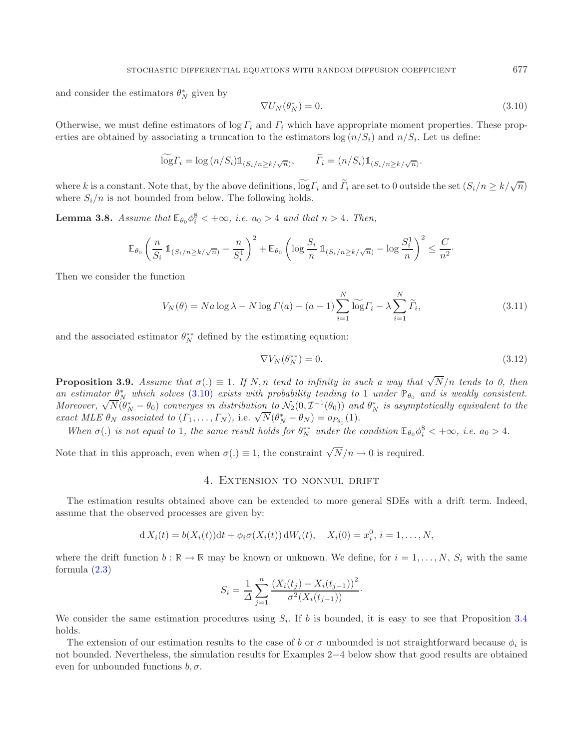and consider the estimators $\theta_N^*$ given by

$$\nabla U_N(\theta_N^*) = 0. \tag{3.10}$$

Otherwise, we must define estimators of $\log \Gamma_i$ and $\Gamma_i$ which have appropriate moment properties. These properties are obtained by associating a truncation to the estimators $\log(n/S_i)$ and $n/S_i$. Let us define:

$$\widetilde{\log}\Gamma_i = \log(n/S_i)\mathbb{1}_{(S_i/n \geq k/\sqrt{n})}, \qquad \widetilde{\Gamma}_i = (n/S_i)\mathbb{1}_{(S_i/n \geq k/\sqrt{n})}.$$

where $k$ is a constant. Note that, by the above definitions, $\widetilde{\log}\Gamma_i$ and $\widetilde{\Gamma}_i$ are set to 0 outside the set $(S_i/n \geq k/\sqrt{n})$ where $S_i/n$ is not bounded from below. The following holds.

**Lemma 3.8.** *Assume that $\mathbb{E}_{\theta_0}\phi_i^8 < +\infty$, i.e. $a_0 > 4$ and that $n > 4$. Then,*

$$\mathbb{E}_{\theta_0}\left(\frac{n}{S_i}\mathbb{1}_{(S_i/n \geq k/\sqrt{n})} - \frac{n}{S_i^1}\right)^2 + \mathbb{E}_{\theta_0}\left(\log\frac{S_i}{n}\mathbb{1}_{(S_i/n \geq k/\sqrt{n})} - \log\frac{S_i^1}{n}\right)^2 \leq \frac{C}{n^2}.$$

Then we consider the function

$$V_N(\theta) = Na\log\lambda - N\log\Gamma(a) + (a-1)\sum_{i=1}^N \widetilde{\log}\Gamma_i - \lambda\sum_{i=1}^N \widetilde{\Gamma}_i, \tag{3.11}$$

and the associated estimator $\theta_N^{**}$ defined by the estimating equation:

$$\nabla V_N(\theta_N^{**}) = 0. \tag{3.12}$$

**Proposition 3.9.** *Assume that $\sigma(.) \equiv 1$. If $N, n$ tend to infinity in such a way that $\sqrt{N}/n$ tends to 0, then an estimator $\theta_N^*$ which solves (3.10) exists with probability tending to 1 under $\mathbb{P}_{\theta_0}$ and is weakly consistent. Moreover, $\sqrt{N}(\theta_N^* - \theta_0)$ converges in distribution to $\mathcal{N}_2(0, \mathcal{I}^{-1}(\theta_0))$ and $\theta_N^*$ is asymptotically equivalent to the exact MLE $\theta_N$ associated to $(\Gamma_1, \ldots, \Gamma_N)$, i.e. $\sqrt{N}(\theta_N^* - \theta_N) = o_{P_{\theta_0}}(1)$.*

*When $\sigma(.)$ is not equal to 1, the same result holds for $\theta_N^{**}$ under the condition $\mathbb{E}_{\theta_0}\phi_i^8 < +\infty$, i.e. $a_0 > 4$.*

Note that in this approach, even when $\sigma(.) \equiv 1$, the constraint $\sqrt{N}/n \to 0$ is required.

# 4. Extension to nonnul drift

The estimation results obtained above can be extended to more general SDEs with a drift term. Indeed, assume that the observed processes are given by:

$$\mathrm{d}\,X_i(t) = b(X_i(t))\mathrm{d}t + \phi_i\sigma(X_i(t))\,\mathrm{d}W_i(t), \quad X_i(0) = x_i^0,\ i = 1, \ldots, N,$$

where the drift function $b : \mathbb{R} \to \mathbb{R}$ may be known or unknown. We define, for $i = 1, \ldots, N$, $S_i$ with the same formula (2.3)

$$S_i = \frac{1}{\Delta}\sum_{j=1}^n \frac{(X_i(t_j) - X_i(t_{j-1}))^2}{\sigma^2(X_i(t_{j-1}))}.$$

We consider the same estimation procedures using $S_i$. If $b$ is bounded, it is easy to see that Proposition 3.4 holds.

The extension of our estimation results to the case of $b$ or $\sigma$ unbounded is not straightforward because $\phi_i$ is not bounded. Nevertheless, the simulation results for Examples 2−4 below show that good results are obtained even for unbounded functions $b, \sigma$.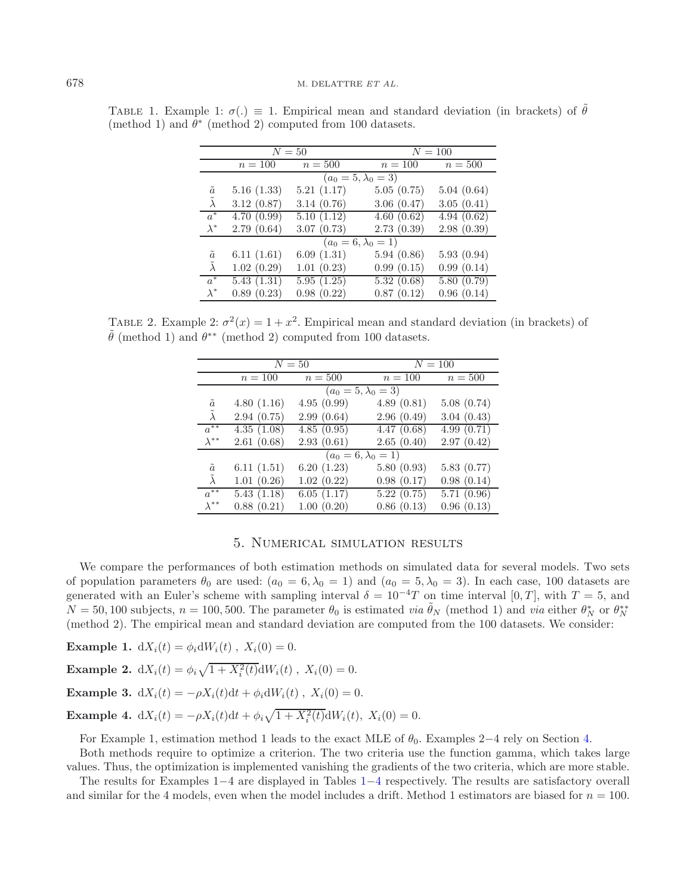TABLE 1. Example 1: $\sigma(.) \equiv 1$. Empirical mean and standard deviation (in brackets) of $\tilde{\theta}$ (method 1) and $\theta^*$ (method 2) computed from 100 datasets.

| | $N = 50$ | | $N = 100$ | |
|---|---|---|---|---|
| | $n = 100$ | $n = 500$ | $n = 100$ | $n = 500$ |
| | $(a_0 = 5, \lambda_0 = 3)$ | | | |
| $\tilde{a}$ | 5.16 (1.33) | 5.21 (1.17) | 5.05 (0.75) | 5.04 (0.64) |
| $\tilde{\lambda}$ | 3.12 (0.87) | 3.14 (0.76) | 3.06 (0.47) | 3.05 (0.41) |
| $a^*$ | 4.70 (0.99) | 5.10 (1.12) | 4.60 (0.62) | 4.94 (0.62) |
| $\lambda^*$ | 2.79 (0.64) | 3.07 (0.73) | 2.73 (0.39) | 2.98 (0.39) |
| | $(a_0 = 6, \lambda_0 = 1)$ | | | |
| $\tilde{a}$ | 6.11 (1.61) | 6.09 (1.31) | 5.94 (0.86) | 5.93 (0.94) |
| $\tilde{\lambda}$ | 1.02 (0.29) | 1.01 (0.23) | 0.99 (0.15) | 0.99 (0.14) |
| $a^*$ | 5.43 (1.31) | 5.95 (1.25) | 5.32 (0.68) | 5.80 (0.79) |
| $\lambda^*$ | 0.89 (0.23) | 0.98 (0.22) | 0.87 (0.12) | 0.96 (0.14) |

TABLE 2. Example 2: $\sigma^2(x) = 1 + x^2$. Empirical mean and standard deviation (in brackets) of $\tilde{\theta}$ (method 1) and $\theta^{**}$ (method 2) computed from 100 datasets.

| | $N = 50$ | | $N = 100$ | |
|---|---|---|---|---|
| | $n = 100$ | $n = 500$ | $n = 100$ | $n = 500$ |
| | $(a_0 = 5, \lambda_0 = 3)$ | | | |
| $\tilde{a}$ | 4.80 (1.16) | 4.95 (0.99) | 4.89 (0.81) | 5.08 (0.74) |
| $\tilde{\lambda}$ | 2.94 (0.75) | 2.99 (0.64) | 2.96 (0.49) | 3.04 (0.43) |
| $a^{**}$ | 4.35 (1.08) | 4.85 (0.95) | 4.47 (0.68) | 4.99 (0.71) |
| $\lambda^{**}$ | 2.61 (0.68) | 2.93 (0.61) | 2.65 (0.40) | 2.97 (0.42) |
| | $(a_0 = 6, \lambda_0 = 1)$ | | | |
| $\tilde{a}$ | 6.11 (1.51) | 6.20 (1.23) | 5.80 (0.93) | 5.83 (0.77) |
| $\tilde{\lambda}$ | 1.01 (0.26) | 1.02 (0.22) | 0.98 (0.17) | 0.98 (0.14) |
| $a^{**}$ | 5.43 (1.18) | 6.05 (1.17) | 5.22 (0.75) | 5.71 (0.96) |
| $\lambda^{**}$ | 0.88 (0.21) | 1.00 (0.20) | 0.86 (0.13) | 0.96 (0.13) |

## 5. Numerical simulation results

We compare the performances of both estimation methods on simulated data for several models. Two sets of population parameters $\theta_0$ are used: $(a_0 = 6, \lambda_0 = 1)$ and $(a_0 = 5, \lambda_0 = 3)$. In each case, 100 datasets are generated with an Euler's scheme with sampling interval $\delta = 10^{-4}T$ on time interval $[0, T]$, with $T = 5$, and $N = 50, 100$ subjects, $n = 100, 500$. The parameter $\theta_0$ is estimated *via* $\tilde{\theta}_N$ (method 1) and *via* either $\theta_N^*$ or $\theta_N^{**}$ (method 2). The empirical mean and standard deviation are computed from the 100 datasets. We consider:

**Example 1.** $\mathrm{d}X_i(t) = \phi_i \mathrm{d}W_i(t)\ ,\ X_i(0) = 0.$

**Example 2.** $\mathrm{d}X_i(t) = \phi_i \sqrt{1 + X_i^2(t)}\mathrm{d}W_i(t)\ ,\ X_i(0) = 0.$

**Example 3.** $\mathrm{d}X_i(t) = -\rho X_i(t)\mathrm{d}t + \phi_i \mathrm{d}W_i(t)\ ,\ X_i(0) = 0.$

**Example 4.** $\mathrm{d}X_i(t) = -\rho X_i(t)\mathrm{d}t + \phi_i \sqrt{1 + X_i^2(t)}\mathrm{d}W_i(t),\ X_i(0) = 0.$

For Example 1, estimation method 1 leads to the exact MLE of $\theta_0$. Examples 2−4 rely on Section 4.

Both methods require to optimize a criterion. The two criteria use the function gamma, which takes large values. Thus, the optimization is implemented vanishing the gradients of the two criteria, which are more stable.

The results for Examples 1−4 are displayed in Tables 1−4 respectively. The results are satisfactory overall and similar for the 4 models, even when the model includes a drift. Method 1 estimators are biased for $n = 100$.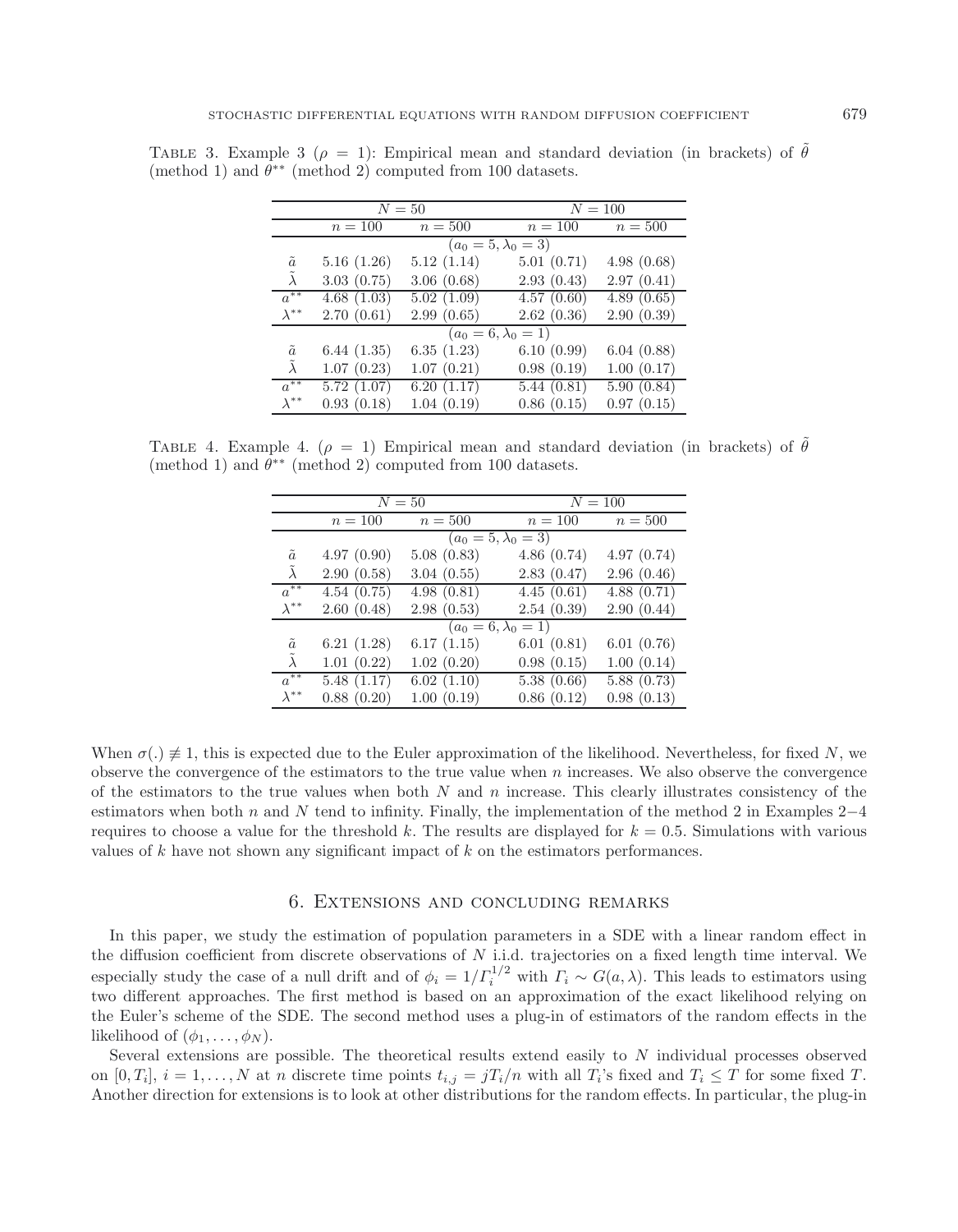TABLE 3. Example 3 ($\rho = 1$): Empirical mean and standard deviation (in brackets) of $\tilde{\theta}$ (method 1) and $\theta^{**}$ (method 2) computed from 100 datasets.

| | $N = 50$ | | $N = 100$ | |
|---|---|---|---|---|
| | $n = 100$ | $n = 500$ | $n = 100$ | $n = 500$ |
| | $(a_0 = 5, \lambda_0 = 3)$ | | | |
| $\tilde{a}$ | 5.16 (1.26) | 5.12 (1.14) | 5.01 (0.71) | 4.98 (0.68) |
| $\tilde{\lambda}$ | 3.03 (0.75) | 3.06 (0.68) | 2.93 (0.43) | 2.97 (0.41) |
| $a^{**}$ | 4.68 (1.03) | 5.02 (1.09) | 4.57 (0.60) | 4.89 (0.65) |
| $\lambda^{**}$ | 2.70 (0.61) | 2.99 (0.65) | 2.62 (0.36) | 2.90 (0.39) |
| | $(a_0 = 6, \lambda_0 = 1)$ | | | |
| $\tilde{a}$ | 6.44 (1.35) | 6.35 (1.23) | 6.10 (0.99) | 6.04 (0.88) |
| $\tilde{\lambda}$ | 1.07 (0.23) | 1.07 (0.21) | 0.98 (0.19) | 1.00 (0.17) |
| $a^{**}$ | 5.72 (1.07) | 6.20 (1.17) | 5.44 (0.81) | 5.90 (0.84) |
| $\lambda^{**}$ | 0.93 (0.18) | 1.04 (0.19) | 0.86 (0.15) | 0.97 (0.15) |

TABLE 4. Example 4. ($\rho = 1$) Empirical mean and standard deviation (in brackets) of $\tilde{\theta}$ (method 1) and $\theta^{**}$ (method 2) computed from 100 datasets.

| | $N = 50$ | | $N = 100$ | |
|---|---|---|---|---|
| | $n = 100$ | $n = 500$ | $n = 100$ | $n = 500$ |
| | $(a_0 = 5, \lambda_0 = 3)$ | | | |
| $\tilde{a}$ | 4.97 (0.90) | 5.08 (0.83) | 4.86 (0.74) | 4.97 (0.74) |
| $\tilde{\lambda}$ | 2.90 (0.58) | 3.04 (0.55) | 2.83 (0.47) | 2.96 (0.46) |
| $a^{**}$ | 4.54 (0.75) | 4.98 (0.81) | 4.45 (0.61) | 4.88 (0.71) |
| $\lambda^{**}$ | 2.60 (0.48) | 2.98 (0.53) | 2.54 (0.39) | 2.90 (0.44) |
| | $(a_0 = 6, \lambda_0 = 1)$ | | | |
| $\tilde{a}$ | 6.21 (1.28) | 6.17 (1.15) | 6.01 (0.81) | 6.01 (0.76) |
| $\tilde{\lambda}$ | 1.01 (0.22) | 1.02 (0.20) | 0.98 (0.15) | 1.00 (0.14) |
| $a^{**}$ | 5.48 (1.17) | 6.02 (1.10) | 5.38 (0.66) | 5.88 (0.73) |
| $\lambda^{**}$ | 0.88 (0.20) | 1.00 (0.19) | 0.86 (0.12) | 0.98 (0.13) |

When $\sigma(.) \not\equiv 1$, this is expected due to the Euler approximation of the likelihood. Nevertheless, for fixed $N$, we observe the convergence of the estimators to the true value when $n$ increases. We also observe the convergence of the estimators to the true values when both $N$ and $n$ increase. This clearly illustrates consistency of the estimators when both $n$ and $N$ tend to infinity. Finally, the implementation of the method 2 in Examples 2−4 requires to choose a value for the threshold $k$. The results are displayed for $k = 0.5$. Simulations with various values of $k$ have not shown any significant impact of $k$ on the estimators performances.

## 6. Extensions and concluding remarks

In this paper, we study the estimation of population parameters in a SDE with a linear random effect in the diffusion coefficient from discrete observations of $N$ i.i.d. trajectories on a fixed length time interval. We especially study the case of a null drift and of $\phi_i = 1/\Gamma_i^{1/2}$ with $\Gamma_i \sim G(a, \lambda)$. This leads to estimators using two different approaches. The first method is based on an approximation of the exact likelihood relying on the Euler's scheme of the SDE. The second method uses a plug-in of estimators of the random effects in the likelihood of $(\phi_1, \ldots, \phi_N)$.

Several extensions are possible. The theoretical results extend easily to $N$ individual processes observed on $[0, T_i]$, $i = 1, \ldots, N$ at $n$ discrete time points $t_{i,j} = jT_i/n$ with all $T_i$'s fixed and $T_i \leq T$ for some fixed $T$. Another direction for extensions is to look at other distributions for the random effects. In particular, the plug-in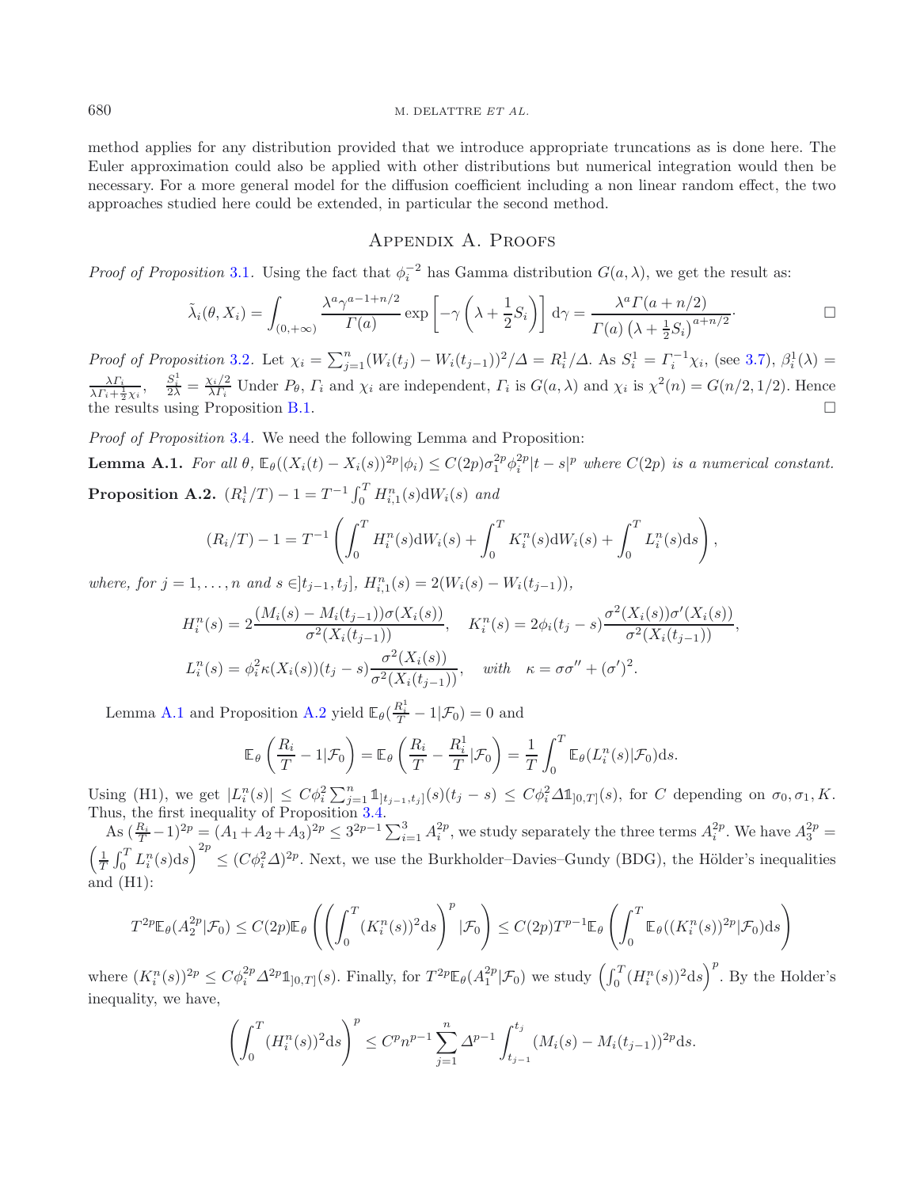method applies for any distribution provided that we introduce appropriate truncations as is done here. The Euler approximation could also be applied with other distributions but numerical integration would then be necessary. For a more general model for the diffusion coefficient including a non linear random effect, the two approaches studied here could be extended, in particular the second method.

## Appendix A. Proofs

*Proof of Proposition* 3.1. Using the fact that $\phi_i^{-2}$ has Gamma distribution $G(a, \lambda)$, we get the result as:

$$\tilde{\lambda}_i(\theta, X_i) = \int_{(0,+\infty)} \frac{\lambda^a \gamma^{a-1+n/2}}{\Gamma(a)} \exp\left[-\gamma\left(\lambda + \frac{1}{2}S_i\right)\right] \mathrm{d}\gamma = \frac{\lambda^a \Gamma(a+n/2)}{\Gamma(a)\left(\lambda + \frac{1}{2}S_i\right)^{a+n/2}}. \qquad \square$$

*Proof of Proposition* 3.2. Let $\chi_i = \sum_{j=1}^n (W_i(t_j) - W_i(t_{j-1}))^2/\Delta = R_i^1/\Delta$. As $S_i^1 = \Gamma_i^{-1}\chi_i$, (see 3.7), $\beta_i^1(\lambda) = \frac{\lambda\Gamma_i}{\lambda\Gamma_i + \frac{1}{2}\chi_i}$, $\quad \frac{S_i^1}{2\lambda} = \frac{\chi_i/2}{\lambda\Gamma_i}$ Under $P_\theta$, $\Gamma_i$ and $\chi_i$ are independent, $\Gamma_i$ is $G(a, \lambda)$ and $\chi_i$ is $\chi^2(n) = G(n/2, 1/2)$. Hence the results using Proposition B.1. $\square$

*Proof of Proposition* 3.4. We need the following Lemma and Proposition:

**Lemma A.1.** *For all $\theta$, $\mathbb{E}_\theta((X_i(t) - X_i(s))^{2p}|\phi_i) \leq C(2p)\sigma_1^{2p}\phi_i^{2p}|t-s|^p$ where $C(2p)$ is a numerical constant.*

**Proposition A.2.** $(R_i^1/T) - 1 = T^{-1}\int_0^T H_{i,1}^n(s)\mathrm{d}W_i(s)$ *and*

$$(R_i/T) - 1 = T^{-1}\left(\int_0^T H_i^n(s)\mathrm{d}W_i(s) + \int_0^T K_i^n(s)\mathrm{d}W_i(s) + \int_0^T L_i^n(s)\mathrm{d}s\right),$$

*where, for $j = 1, \ldots, n$ and $s \in ]t_{j-1}, t_j]$, $H_{i,1}^n(s) = 2(W_i(s) - W_i(t_{j-1}))$,*

$$H_i^n(s) = 2\frac{(M_i(s) - M_i(t_{j-1}))\sigma(X_i(s))}{\sigma^2(X_i(t_{j-1}))}, \quad K_i^n(s) = 2\phi_i(t_j - s)\frac{\sigma^2(X_i(s))\sigma'(X_i(s))}{\sigma^2(X_i(t_{j-1}))},$$

$$L_i^n(s) = \phi_i^2\kappa(X_i(s))(t_j - s)\frac{\sigma^2(X_i(s))}{\sigma^2(X_i(t_{j-1}))}, \quad \textit{with} \quad \kappa = \sigma\sigma'' + (\sigma')^2.$$

Lemma A.1 and Proposition A.2 yield $\mathbb{E}_\theta(\frac{R_i^1}{T} - 1|\mathcal{F}_0) = 0$ and

$$\mathbb{E}_\theta\left(\frac{R_i}{T} - 1|\mathcal{F}_0\right) = \mathbb{E}_\theta\left(\frac{R_i}{T} - \frac{R_i^1}{T}|\mathcal{F}_0\right) = \frac{1}{T}\int_0^T \mathbb{E}_\theta(L_i^n(s)|\mathcal{F}_0)\mathrm{d}s.$$

Using (H1), we get $|L_i^n(s)| \leq C\phi_i^2\sum_{j=1}^n \mathbb{1}_{]t_{j-1},t_j]}(s)(t_j - s) \leq C\phi_i^2\Delta\mathbb{1}_{]0,T]}(s)$, for $C$ depending on $\sigma_0, \sigma_1, K$. Thus, the first inequality of Proposition 3.4.

As $(\frac{R_i}{T} - 1)^{2p} = (A_1 + A_2 + A_3)^{2p} \leq 3^{2p-1}\sum_{i=1}^3 A_i^{2p}$, we study separately the three terms $A_i^{2p}$. We have $A_3^{2p} = \left(\frac{1}{T}\int_0^T L_i^n(s)\mathrm{d}s\right)^{2p} \leq (C\phi_i^2\Delta)^{2p}$. Next, we use the Burkholder–Davies–Gundy (BDG), the Hölder's inequalities and (H1):

$$T^{2p}\mathbb{E}_\theta(A_2^{2p}|\mathcal{F}_0) \leq C(2p)\mathbb{E}_\theta\left(\left(\int_0^T (K_i^n(s))^2\mathrm{d}s\right)^p|\mathcal{F}_0\right) \leq C(2p)T^{p-1}\mathbb{E}_\theta\left(\int_0^T \mathbb{E}_\theta((K_i^n(s))^{2p}|\mathcal{F}_0)\mathrm{d}s\right)$$

where $(K_i^n(s))^{2p} \leq C\phi_i^{2p}\Delta^{2p}\mathbb{1}_{]0,T]}(s)$. Finally, for $T^{2p}\mathbb{E}_\theta(A_1^{2p}|\mathcal{F}_0)$ we study $\left(\int_0^T (H_i^n(s))^2\mathrm{d}s\right)^p$. By the Holder's inequality, we have,

$$\left(\int_0^T (H_i^n(s))^2\mathrm{d}s\right)^p \leq C^p n^{p-1}\sum_{j=1}^n \Delta^{p-1}\int_{t_{j-1}}^{t_j} (M_i(s) - M_i(t_{j-1}))^{2p}\mathrm{d}s.$$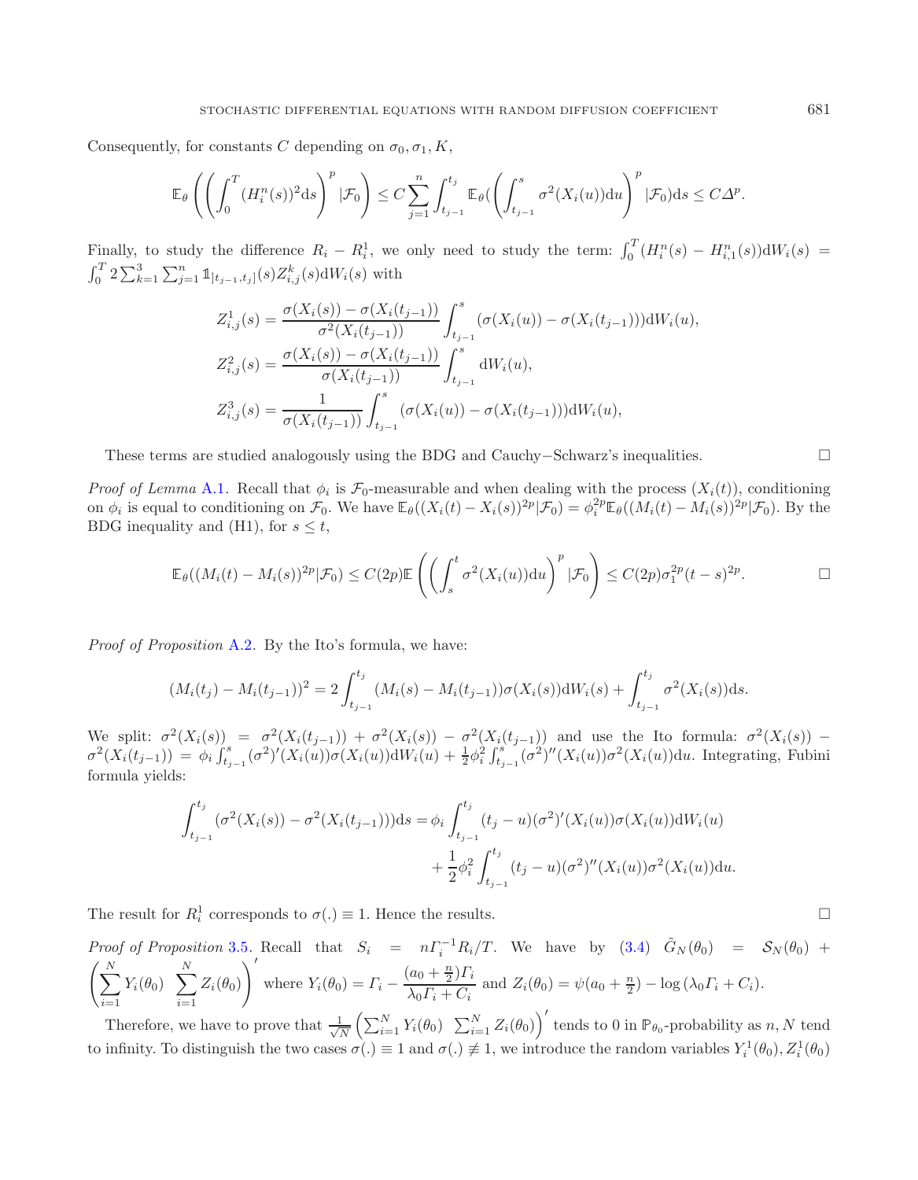Consequently, for constants $C$ depending on $\sigma_0, \sigma_1, K$,

$$\mathbb{E}_\theta\left(\left(\int_0^T (H_i^n(s))^2 \mathrm{d}s\right)^p |\mathcal{F}_0\right) \leq C \sum_{j=1}^n \int_{t_{j-1}}^{t_j} \mathbb{E}_\theta(\left(\int_{t_{j-1}}^s \sigma^2(X_i(u))\mathrm{d}u\right)^p |\mathcal{F}_0)\mathrm{d}s \leq C\Delta^p.$$

Finally, to study the difference $R_i - R_i^1$, we only need to study the term: $\int_0^T (H_i^n(s) - H_{i,1}^n(s))\mathrm{d}W_i(s) = \int_0^T 2\sum_{k=1}^3 \sum_{j=1}^n \mathbb{1}_{]t_{j-1},t_j]}(s) Z_{i,j}^k(s)\mathrm{d}W_i(s)$ with

$$Z_{i,j}^1(s) = \frac{\sigma(X_i(s)) - \sigma(X_i(t_{j-1}))}{\sigma^2(X_i(t_{j-1}))} \int_{t_{j-1}}^s (\sigma(X_i(u)) - \sigma(X_i(t_{j-1})))\mathrm{d}W_i(u),$$

$$Z_{i,j}^2(s) = \frac{\sigma(X_i(s)) - \sigma(X_i(t_{j-1}))}{\sigma(X_i(t_{j-1}))} \int_{t_{j-1}}^s \mathrm{d}W_i(u),$$

$$Z_{i,j}^3(s) = \frac{1}{\sigma(X_i(t_{j-1}))} \int_{t_{j-1}}^s (\sigma(X_i(u)) - \sigma(X_i(t_{j-1})))\mathrm{d}W_i(u),$$

These terms are studied analogously using the BDG and Cauchy−Schwarz's inequalities. □

*Proof of Lemma* A.1. Recall that $\phi_i$ is $\mathcal{F}_0$-measurable and when dealing with the process $(X_i(t))$, conditioning on $\phi_i$ is equal to conditioning on $\mathcal{F}_0$. We have $\mathbb{E}_\theta((X_i(t) - X_i(s))^{2p}|\mathcal{F}_0) = \phi_i^{2p}\mathbb{E}_\theta((M_i(t) - M_i(s))^{2p}|\mathcal{F}_0)$. By the BDG inequality and (H1), for $s \leq t$,

$$\mathbb{E}_\theta((M_i(t) - M_i(s))^{2p}|\mathcal{F}_0) \leq C(2p)\mathbb{E}\left(\left(\int_s^t \sigma^2(X_i(u))\mathrm{d}u\right)^p |\mathcal{F}_0\right) \leq C(2p)\sigma_1^{2p}(t-s)^{2p}.$$ □

*Proof of Proposition* A.2. By the Ito's formula, we have:

$$(M_i(t_j) - M_i(t_{j-1}))^2 = 2\int_{t_{j-1}}^{t_j} (M_i(s) - M_i(t_{j-1}))\sigma(X_i(s))\mathrm{d}W_i(s) + \int_{t_{j-1}}^{t_j} \sigma^2(X_i(s))\mathrm{d}s.$$

We split: $\sigma^2(X_i(s)) = \sigma^2(X_i(t_{j-1})) + \sigma^2(X_i(s)) - \sigma^2(X_i(t_{j-1}))$ and use the Ito formula: $\sigma^2(X_i(s)) - \sigma^2(X_i(t_{j-1})) = \phi_i \int_{t_{j-1}}^s (\sigma^2)'(X_i(u))\sigma(X_i(u))\mathrm{d}W_i(u) + \frac{1}{2}\phi_i^2 \int_{t_{j-1}}^s (\sigma^2)''(X_i(u))\sigma^2(X_i(u))\mathrm{d}u$. Integrating, Fubini formula yields:

$$\int_{t_{j-1}}^{t_j} (\sigma^2(X_i(s)) - \sigma^2(X_i(t_{j-1})))\mathrm{d}s = \phi_i \int_{t_{j-1}}^{t_j} (t_j - u)(\sigma^2)'(X_i(u))\sigma(X_i(u))\mathrm{d}W_i(u) + \frac{1}{2}\phi_i^2 \int_{t_{j-1}}^{t_j} (t_j - u)(\sigma^2)''(X_i(u))\sigma^2(X_i(u))\mathrm{d}u.$$

The result for $R_i^1$ corresponds to $\sigma(.) \equiv 1$. Hence the results. □

*Proof of Proposition* 3.5. Recall that $S_i = n\Gamma_i^{-1}R_i/T$. We have by (3.4) $\tilde{G}_N(\theta_0) = \mathcal{S}_N(\theta_0) + \left(\sum_{i=1}^N Y_i(\theta_0) \;\; \sum_{i=1}^N Z_i(\theta_0)\right)'$ where $Y_i(\theta_0) = \Gamma_i - \frac{(a_0 + \frac{n}{2})\Gamma_i}{\lambda_0\Gamma_i + C_i}$ and $Z_i(\theta_0) = \psi(a_0 + \frac{n}{2}) - \log(\lambda_0\Gamma_i + C_i)$.

Therefore, we have to prove that $\frac{1}{\sqrt{N}}\left(\sum_{i=1}^N Y_i(\theta_0) \;\; \sum_{i=1}^N Z_i(\theta_0)\right)'$ tends to 0 in $\mathbb{P}_{\theta_0}$-probability as $n, N$ tend to infinity. To distinguish the two cases $\sigma(.) \equiv 1$ and $\sigma(.) \not\equiv 1$, we introduce the random variables $Y_i^1(\theta_0), Z_i^1(\theta_0)$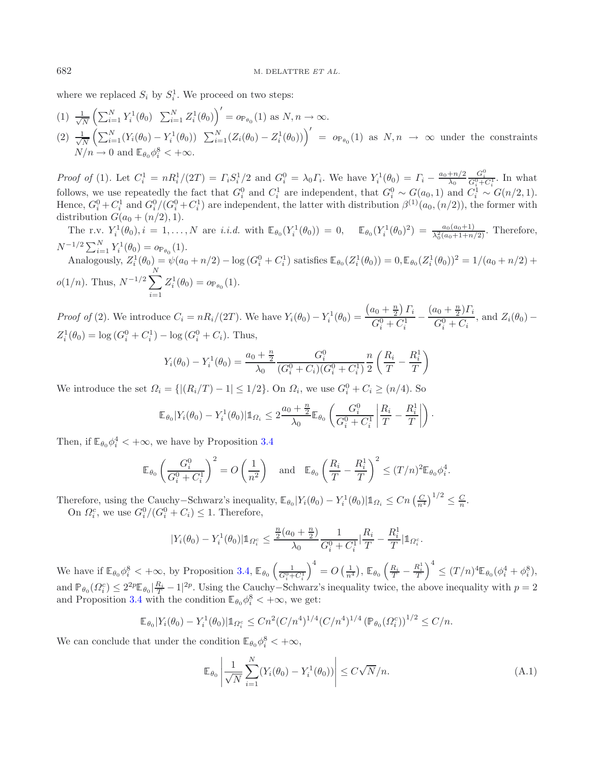where we replaced $S_i$ by $S_i^1$. We proceed on two steps:

(1) $\frac{1}{\sqrt{N}}\left(\sum_{i=1}^N Y_i^1(\theta_0)\ \ \sum_{i=1}^N Z_i^1(\theta_0)\right)' = o_{\mathbb{P}_{\theta_0}}(1)$ as $N, n \to \infty$.

(2) $\frac{1}{\sqrt{N}}\left(\sum_{i=1}^N (Y_i(\theta_0) - Y_i^1(\theta_0))\ \ \sum_{i=1}^N (Z_i(\theta_0) - Z_i^1(\theta_0))\right)' = o_{\mathbb{P}_{\theta_0}}(1)$ as $N, n \to \infty$ under the constraints $N/n \to 0$ and $\mathbb{E}_{\theta_0}\phi_i^8 < +\infty$.

*Proof of* (1). Let $C_i^1 = nR_i^1/(2T) = \Gamma_i S_i^1/2$ and $G_i^0 = \lambda_0 \Gamma_i$. We have $Y_i^1(\theta_0) = \Gamma_i - \frac{a_0+n/2}{\lambda_0}\frac{G_i^0}{G_i^0+C_i^1}$. In what follows, we use repeatedly the fact that $G_i^0$ and $C_i^1$ are independent, that $G_i^0 \sim G(a_0, 1)$ and $C_i^1 \sim G(n/2, 1)$. Hence, $G_i^0 + C_i^1$ and $G_i^0/(G_i^0 + C_i^1)$ are independent, the latter with distribution $\beta^{(1)}(a_0, (n/2))$, the former with distribution $G(a_0 + (n/2), 1)$.

The r.v. $Y_i^1(\theta_0), i = 1, \ldots, N$ are *i.i.d.* with $\mathbb{E}_{\theta_0}(Y_i^1(\theta_0)) = 0$, $\quad \mathbb{E}_{\theta_0}(Y_i^1(\theta_0)^2) = \frac{a_0(a_0+1)}{\lambda_0^2(a_0+1+n/2)}$. Therefore, $N^{-1/2}\sum_{i=1}^N Y_i^1(\theta_0) = o_{\mathbb{P}_{\theta_0}}(1)$.

Analogously, $Z_i^1(\theta_0) = \psi(a_0 + n/2) - \log(G_i^0 + C_i^1)$ satisfies $\mathbb{E}_{\theta_0}(Z_i^1(\theta_0)) = 0, \mathbb{E}_{\theta_0}(Z_i^1(\theta_0))^2 = 1/(a_0 + n/2) + o(1/n)$. Thus, $N^{-1/2}\sum_{i=1}^N Z_i^1(\theta_0) = o_{\mathbb{P}_{\theta_0}}(1)$.

*Proof of* (2). We introduce $C_i = nR_i/(2T)$. We have $Y_i(\theta_0) - Y_i^1(\theta_0) = \dfrac{\left(a_0+\frac{n}{2}\right)\Gamma_i}{G_i^0 + C_i^1} - \dfrac{(a_0+\frac{n}{2})\Gamma_i}{G_i^0 + C_i}$, and $Z_i(\theta_0) - Z_i^1(\theta_0) = \log(G_i^0 + C_i^1) - \log(G_i^0 + C_i)$. Thus,

$$Y_i(\theta_0) - Y_i^1(\theta_0) = \frac{a_0+\frac{n}{2}}{\lambda_0}\frac{G_i^0}{(G_i^0+C_i)(G_i^0+C_i^1)}\frac{n}{2}\left(\frac{R_i}{T} - \frac{R_i^1}{T}\right)$$

We introduce the set $\Omega_i = \{|(R_i/T) - 1| \le 1/2\}$. On $\Omega_i$, we use $G_i^0 + C_i \ge (n/4)$. So

$$\mathbb{E}_{\theta_0}|Y_i(\theta_0) - Y_i^1(\theta_0)|\mathbb{1}_{\Omega_i} \le 2\frac{a_0+\frac{n}{2}}{\lambda_0}\mathbb{E}_{\theta_0}\left(\frac{G_i^0}{G_i^0+C_i^1}\left|\frac{R_i}{T} - \frac{R_i^1}{T}\right|\right).$$

Then, if $\mathbb{E}_{\theta_0}\phi_i^4 < +\infty$, we have by Proposition 3.4

$$\mathbb{E}_{\theta_0}\left(\frac{G_i^0}{G_i^0+C_i^1}\right)^2 = O\left(\frac{1}{n^2}\right) \quad \text{and} \quad \mathbb{E}_{\theta_0}\left(\frac{R_i}{T} - \frac{R_i^1}{T}\right)^2 \le (T/n)^2\mathbb{E}_{\theta_0}\phi_i^4.$$

Therefore, using the Cauchy−Schwarz's inequality, $\mathbb{E}_{\theta_0}|Y_i(\theta_0) - Y_i^1(\theta_0)|\mathbb{1}_{\Omega_i} \le Cn\left(\frac{C}{n^4}\right)^{1/2} \le \frac{C}{n}$.

On $\Omega_i^c$, we use $G_i^0/(G_i^0 + C_i) \le 1$. Therefore,

$$|Y_i(\theta_0) - Y_i^1(\theta_0)|\mathbb{1}_{\Omega_i^c} \le \frac{\frac{n}{2}(a_0+\frac{n}{2})}{\lambda_0}\frac{1}{G_i^0+C_i^1}\left|\frac{R_i}{T} - \frac{R_i^1}{T}\right|\mathbb{1}_{\Omega_i^c}.$$

We have if $\mathbb{E}_{\theta_0}\phi_i^8 < +\infty$, by Proposition 3.4, $\mathbb{E}_{\theta_0}\left(\frac{1}{G_i^0+C_i^1}\right)^4 = O\left(\frac{1}{n^4}\right)$, $\mathbb{E}_{\theta_0}\left(\frac{R_i}{T} - \frac{R_i^1}{T}\right)^4 \le (T/n)^4\mathbb{E}_{\theta_0}(\phi_i^4 + \phi_i^8)$, and $\mathbb{P}_{\theta_0}(\Omega_i^c) \le 2^{2p}\mathbb{E}_{\theta_0}|\frac{R_i}{T} - 1|^{2p}$. Using the Cauchy−Schwarz's inequality twice, the above inequality with $p = 2$ and Proposition 3.4 with the condition $\mathbb{E}_{\theta_0}\phi_i^8 < +\infty$, we get:

$$\mathbb{E}_{\theta_0}|Y_i(\theta_0) - Y_i^1(\theta_0)|\mathbb{1}_{\Omega_i^c} \le Cn^2(C/n^4)^{1/4}(C/n^4)^{1/4}\left(\mathbb{P}_{\theta_0}(\Omega_i^c)\right)^{1/2} \le C/n.$$

We can conclude that under the condition $\mathbb{E}_{\theta_0}\phi_i^8 < +\infty$,

$$\mathbb{E}_{\theta_0}\left|\frac{1}{\sqrt{N}}\sum_{i=1}^N (Y_i(\theta_0) - Y_i^1(\theta_0))\right| \le C\sqrt{N}/n. \tag{A.1}$$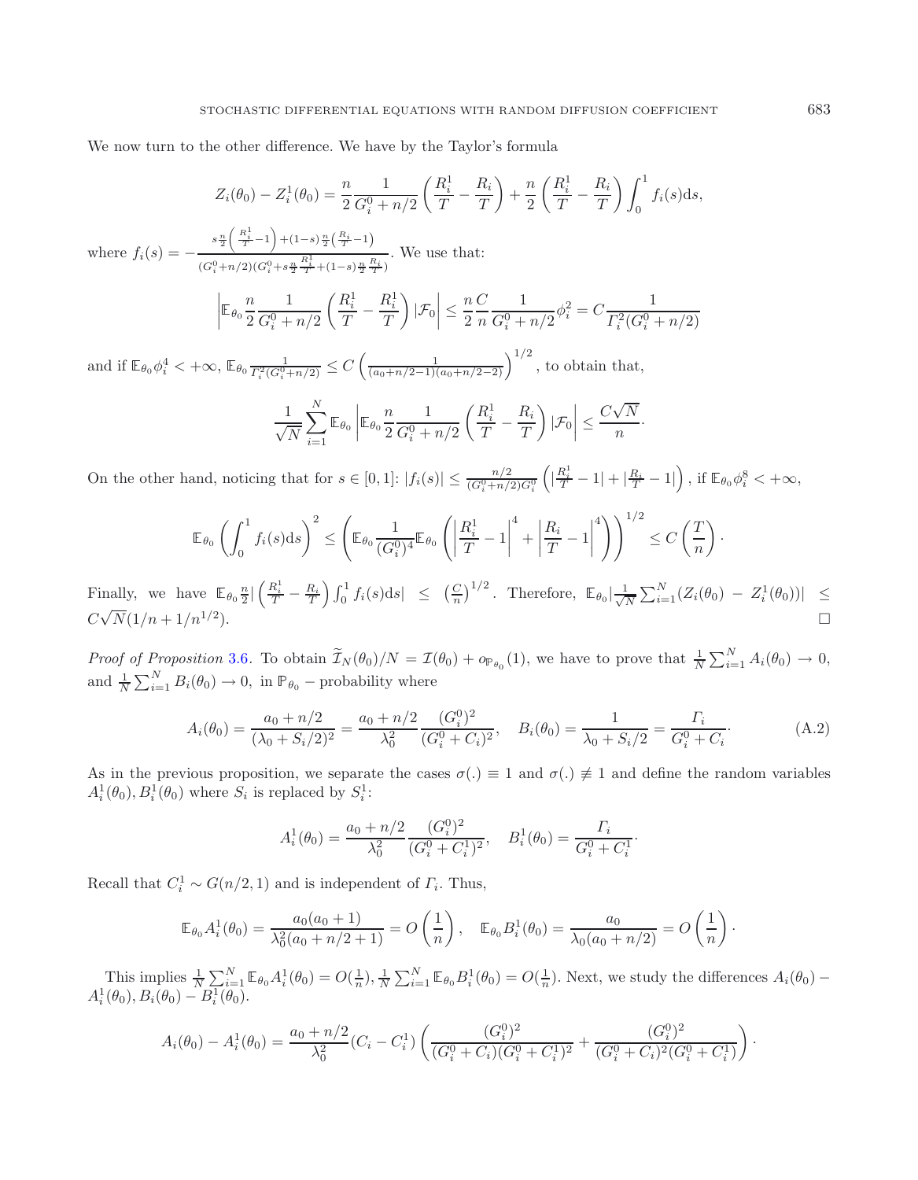We now turn to the other difference. We have by the Taylor's formula

$$Z_i(\theta_0) - Z_i^1(\theta_0) = \frac{n}{2}\frac{1}{G_i^0 + n/2}\left(\frac{R_i^1}{T} - \frac{R_i}{T}\right) + \frac{n}{2}\left(\frac{R_i^1}{T} - \frac{R_i}{T}\right)\int_0^1 f_i(s)\mathrm{d}s,$$

where $f_i(s) = -\frac{s\frac{n}{2}\left(\frac{R_i^1}{T}-1\right)+(1-s)\frac{n}{2}\left(\frac{R_i}{T}-1\right)}{(G_i^0+n/2)(G_i^0+s\frac{n}{2}\frac{R_i^1}{T}+(1-s)\frac{n}{2}\frac{R_i}{T})}$. We use that:

$$\left|\mathbb{E}_{\theta_0}\frac{n}{2}\frac{1}{G_i^0+n/2}\left(\frac{R_i^1}{T} - \frac{R_i^1}{T}\right)|\mathcal{F}_0\right| \leq \frac{n}{2}\frac{C}{n}\frac{1}{G_i^0+n/2}\phi_i^2 = C\frac{1}{\Gamma_i^2(G_i^0+n/2)}$$

and if $\mathbb{E}_{\theta_0}\phi_i^4 < +\infty$, $\mathbb{E}_{\theta_0}\frac{1}{\Gamma_i^2(G_i^0+n/2)} \leq C\left(\frac{1}{(a_0+n/2-1)(a_0+n/2-2)}\right)^{1/2}$, to obtain that,

$$\frac{1}{\sqrt{N}}\sum_{i=1}^N \mathbb{E}_{\theta_0}\left|\mathbb{E}_{\theta_0}\frac{n}{2}\frac{1}{G_i^0+n/2}\left(\frac{R_i^1}{T} - \frac{R_i}{T}\right)|\mathcal{F}_0\right| \leq \frac{C\sqrt{N}}{n}\cdot$$

On the other hand, noticing that for $s \in [0,1]$: $|f_i(s)| \leq \frac{n/2}{(G_i^0+n/2)G_i^0}\left(|\frac{R_i^1}{T}-1| + |\frac{R_i}{T}-1|\right)$, if $\mathbb{E}_{\theta_0}\phi_i^8 < +\infty$,

$$\mathbb{E}_{\theta_0}\left(\int_0^1 f_i(s)\mathrm{d}s\right)^2 \leq \left(\mathbb{E}_{\theta_0}\frac{1}{(G_i^0)^4}\mathbb{E}_{\theta_0}\left(\left|\frac{R_i^1}{T}-1\right|^4 + \left|\frac{R_i}{T}-1\right|^4\right)\right)^{1/2} \leq C\left(\frac{T}{n}\right)\cdot$$

Finally, we have $\mathbb{E}_{\theta_0}\frac{n}{2}|\left(\frac{R_i^1}{T} - \frac{R_i}{T}\right)\int_0^1 f_i(s)\mathrm{d}s| \leq \left(\frac{C}{n}\right)^{1/2}$. Therefore, $\mathbb{E}_{\theta_0}|\frac{1}{\sqrt{N}}\sum_{i=1}^N(Z_i(\theta_0) - Z_i^1(\theta_0))| \leq C\sqrt{N}(1/n + 1/n^{1/2})$. □

*Proof of Proposition* 3.6. To obtain $\widetilde{\mathcal{I}}_N(\theta_0)/N = \mathcal{I}(\theta_0) + o_{\mathbb{P}_{\theta_0}}(1)$, we have to prove that $\frac{1}{N}\sum_{i=1}^N A_i(\theta_0) \to 0$, and $\frac{1}{N}\sum_{i=1}^N B_i(\theta_0) \to 0$, in $\mathbb{P}_{\theta_0}$ – probability where

$$A_i(\theta_0) = \frac{a_0+n/2}{(\lambda_0+S_i/2)^2} = \frac{a_0+n/2}{\lambda_0^2}\frac{(G_i^0)^2}{(G_i^0+C_i)^2}, \quad B_i(\theta_0) = \frac{1}{\lambda_0+S_i/2} = \frac{\Gamma_i}{G_i^0+C_i}\cdot \tag{A.2}$$

As in the previous proposition, we separate the cases $\sigma(.) \equiv 1$ and $\sigma(.) \not\equiv 1$ and define the random variables $A_i^1(\theta_0), B_i^1(\theta_0)$ where $S_i$ is replaced by $S_i^1$:

$$A_i^1(\theta_0) = \frac{a_0+n/2}{\lambda_0^2}\frac{(G_i^0)^2}{(G_i^0+C_i^1)^2}, \quad B_i^1(\theta_0) = \frac{\Gamma_i}{G_i^0+C_i^1}\cdot$$

Recall that $C_i^1 \sim G(n/2, 1)$ and is independent of $\Gamma_i$. Thus,

$$\mathbb{E}_{\theta_0}A_i^1(\theta_0) = \frac{a_0(a_0+1)}{\lambda_0^2(a_0+n/2+1)} = O\left(\frac{1}{n}\right), \quad \mathbb{E}_{\theta_0}B_i^1(\theta_0) = \frac{a_0}{\lambda_0(a_0+n/2)} = O\left(\frac{1}{n}\right)\cdot$$

This implies $\frac{1}{N}\sum_{i=1}^N \mathbb{E}_{\theta_0}A_i^1(\theta_0) = O(\frac{1}{n}), \frac{1}{N}\sum_{i=1}^N \mathbb{E}_{\theta_0}B_i^1(\theta_0) = O(\frac{1}{n})$. Next, we study the differences $A_i(\theta_0) - A_i^1(\theta_0), B_i(\theta_0) - B_i^1(\theta_0)$.

$$A_i(\theta_0) - A_i^1(\theta_0) = \frac{a_0+n/2}{\lambda_0^2}(C_i - C_i^1)\left(\frac{(G_i^0)^2}{(G_i^0+C_i)(G_i^0+C_i^1)^2} + \frac{(G_i^0)^2}{(G_i^0+C_i)^2(G_i^0+C_i^1)}\right)\cdot$$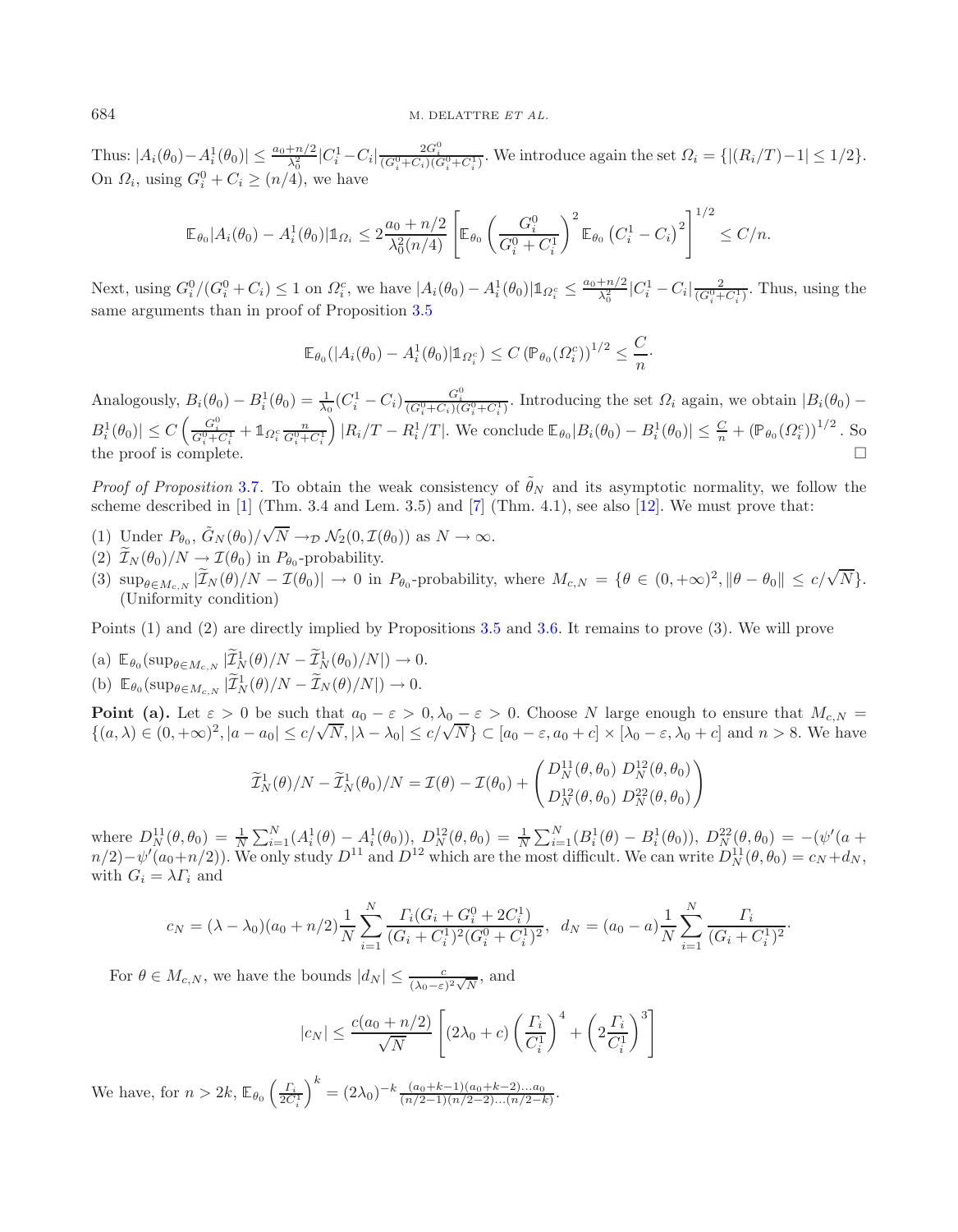Thus: $|A_i(\theta_0)-A_i^1(\theta_0)| \le \frac{a_0+n/2}{\lambda_0^2}|C_i^1-C_i|\frac{2G_i^0}{(G_i^0+C_i)(G_i^0+C_i^1)}$. We introduce again the set $\Omega_i = \{|(R_i/T)-1| \le 1/2\}$. On $\Omega_i$, using $G_i^0+C_i \ge (n/4)$, we have

$$\mathbb{E}_{\theta_0}|A_i(\theta_0)-A_i^1(\theta_0)|\mathbb{1}_{\Omega_i} \le 2\frac{a_0+n/2}{\lambda_0^2(n/4)}\left[\mathbb{E}_{\theta_0}\left(\frac{G_i^0}{G_i^0+C_i^1}\right)^2 \mathbb{E}_{\theta_0}\left(C_i^1-C_i\right)^2\right]^{1/2} \le C/n.$$

Next, using $G_i^0/(G_i^0+C_i) \le 1$ on $\Omega_i^c$, we have $|A_i(\theta_0)-A_i^1(\theta_0)|\mathbb{1}_{\Omega_i^c} \le \frac{a_0+n/2}{\lambda_0^2}|C_i^1-C_i|\frac{2}{(G_i^0+C_i^1)}$. Thus, using the same arguments than in proof of Proposition 3.5

$$\mathbb{E}_{\theta_0}(|A_i(\theta_0)-A_i^1(\theta_0)|\mathbb{1}_{\Omega_i^c}) \le C\left(\mathbb{P}_{\theta_0}(\Omega_i^c)\right)^{1/2} \le \frac{C}{n}\cdot$$

Analogously, $B_i(\theta_0)-B_i^1(\theta_0) = \frac{1}{\lambda_0}(C_i^1-C_i)\frac{G_i^0}{(G_i^0+C_i)(G_i^0+C_i^1)}$. Introducing the set $\Omega_i$ again, we obtain $|B_i(\theta_0)-B_i^1(\theta_0)| \le C\left(\frac{G_i^0}{G_i^0+C_i^1}+\mathbb{1}_{\Omega_i^c}\frac{n}{G_i^0+C_i^1}\right)|R_i/T-R_i^1/T|$. We conclude $\mathbb{E}_{\theta_0}|B_i(\theta_0)-B_i^1(\theta_0)| \le \frac{C}{n}+\left(\mathbb{P}_{\theta_0}(\Omega_i^c)\right)^{1/2}$. So the proof is complete. $\square$

*Proof of Proposition* 3.7. To obtain the weak consistency of $\tilde{\theta}_N$ and its asymptotic normality, we follow the scheme described in [1] (Thm. 3.4 and Lem. 3.5) and [7] (Thm. 4.1), see also [12]. We must prove that:

(1) Under $P_{\theta_0}$, $\tilde{G}_N(\theta_0)/\sqrt{N} \to_{\mathcal{D}} \mathcal{N}_2(0,\mathcal{I}(\theta_0))$ as $N \to \infty$.
(2) $\widetilde{\mathcal{I}}_N(\theta_0)/N \to \mathcal{I}(\theta_0)$ in $P_{\theta_0}$-probability.
(3) $\sup_{\theta\in M_{c,N}}|\widetilde{\mathcal{I}}_N(\theta)/N-\mathcal{I}(\theta_0)| \to 0$ in $P_{\theta_0}$-probability, where $M_{c,N} = \{\theta \in (0,+\infty)^2, \|\theta-\theta_0\| \le c/\sqrt{N}\}$. (Uniformity condition)

Points (1) and (2) are directly implied by Propositions 3.5 and 3.6. It remains to prove (3). We will prove

(a) $\mathbb{E}_{\theta_0}(\sup_{\theta\in M_{c,N}}|\widetilde{\mathcal{I}}_N^1(\theta)/N-\widetilde{\mathcal{I}}_N^1(\theta_0)/N|) \to 0$.
(b) $\mathbb{E}_{\theta_0}(\sup_{\theta\in M_{c,N}}|\widetilde{\mathcal{I}}_N^1(\theta)/N-\widetilde{\mathcal{I}}_N(\theta)/N|) \to 0$.

**Point (a).** Let $\varepsilon > 0$ be such that $a_0-\varepsilon > 0, \lambda_0-\varepsilon > 0$. Choose $N$ large enough to ensure that $M_{c,N} = \{(a,\lambda) \in (0,+\infty)^2, |a-a_0| \le c/\sqrt{N}, |\lambda-\lambda_0| \le c/\sqrt{N}\} \subset [a_0-\varepsilon, a_0+c]\times[\lambda_0-\varepsilon,\lambda_0+c]$ and $n > 8$. We have

$$\widetilde{\mathcal{I}}_N^1(\theta)/N-\widetilde{\mathcal{I}}_N^1(\theta_0)/N = \mathcal{I}(\theta)-\mathcal{I}(\theta_0)+\begin{pmatrix} D_N^{11}(\theta,\theta_0) & D_N^{12}(\theta,\theta_0)\\ D_N^{12}(\theta,\theta_0) & D_N^{22}(\theta,\theta_0)\end{pmatrix}$$

where $D_N^{11}(\theta,\theta_0) = \frac{1}{N}\sum_{i=1}^N(A_i^1(\theta)-A_i^1(\theta_0))$, $D_N^{12}(\theta,\theta_0) = \frac{1}{N}\sum_{i=1}^N(B_i^1(\theta)-B_i^1(\theta_0))$, $D_N^{22}(\theta,\theta_0) = -(\psi'(a+n/2)-\psi'(a_0+n/2))$. We only study $D^{11}$ and $D^{12}$ which are the most difficult. We can write $D_N^{11}(\theta,\theta_0) = c_N+d_N$, with $G_i = \lambda\Gamma_i$ and

$$c_N = (\lambda-\lambda_0)(a_0+n/2)\frac{1}{N}\sum_{i=1}^N\frac{\Gamma_i(G_i+G_i^0+2C_i^1)}{(G_i+C_i^1)^2(G_i^0+C_i^1)^2},\;\; d_N = (a_0-a)\frac{1}{N}\sum_{i=1}^N\frac{\Gamma_i}{(G_i+C_i^1)^2}\cdot$$

For $\theta \in M_{c,N}$, we have the bounds $|d_N| \le \frac{c}{(\lambda_0-\varepsilon)^2\sqrt{N}}$, and

$$|c_N| \le \frac{c(a_0+n/2)}{\sqrt{N}}\left[(2\lambda_0+c)\left(\frac{\Gamma_i}{C_i^1}\right)^4+\left(2\frac{\Gamma_i}{C_i^1}\right)^3\right]$$

We have, for $n > 2k$, $\mathbb{E}_{\theta_0}\left(\frac{\Gamma_i}{2C_i^1}\right)^k = (2\lambda_0)^{-k}\frac{(a_0+k-1)(a_0+k-2)\dots a_0}{(n/2-1)(n/2-2)\dots(n/2-k)}$.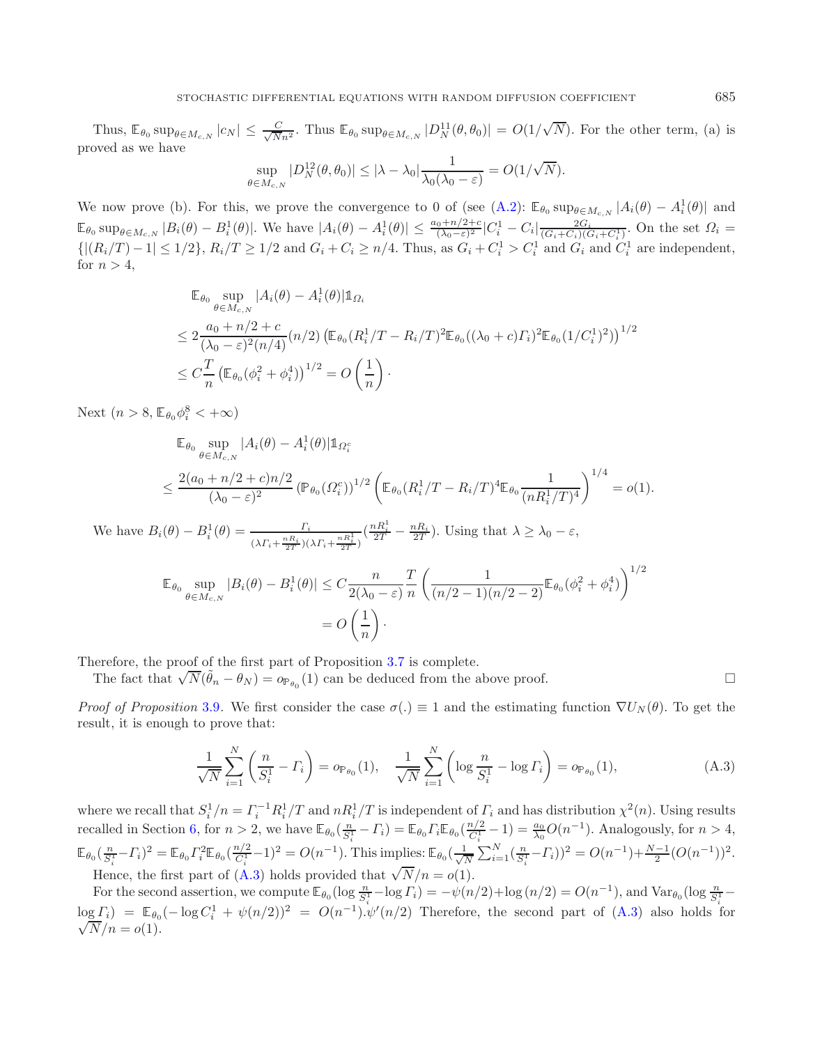Thus, $\mathbb{E}_{\theta_0} \sup_{\theta \in M_{c,N}} |c_N| \leq \frac{C}{\sqrt{N} n^2}$. Thus $\mathbb{E}_{\theta_0} \sup_{\theta \in M_{c,N}} |D_N^{11}(\theta, \theta_0)| = O(1/\sqrt{N})$. For the other term, (a) is proved as we have

$$\sup_{\theta \in M_{c,N}} |D_N^{12}(\theta, \theta_0)| \leq |\lambda - \lambda_0| \frac{1}{\lambda_0(\lambda_0 - \varepsilon)} = O(1/\sqrt{N}).$$

We now prove (b). For this, we prove the convergence to 0 of (see (A.2): $\mathbb{E}_{\theta_0} \sup_{\theta \in M_{c,N}} |A_i(\theta) - A_i^1(\theta)|$ and $\mathbb{E}_{\theta_0} \sup_{\theta \in M_{c,N}} |B_i(\theta) - B_i^1(\theta)|$. We have $|A_i(\theta) - A_i^1(\theta)| \leq \frac{a_0 + n/2 + c}{(\lambda_0 - \varepsilon)^2} |C_i^1 - C_i| \frac{2G_i}{(G_i + C_i)(G_i + C_i^1)}$. On the set $\Omega_i = \{|(R_i/T) - 1| \leq 1/2\}$, $R_i/T \geq 1/2$ and $G_i + C_i \geq n/4$. Thus, as $G_i + C_i^1 > C_i^1$ and $G_i$ and $C_i^1$ are independent, for $n > 4$,

$$\begin{aligned}
&\mathbb{E}_{\theta_0} \sup_{\theta \in M_{c,N}} |A_i(\theta) - A_i^1(\theta)| \mathbb{1}_{\Omega_i} \\
&\leq 2 \frac{a_0 + n/2 + c}{(\lambda_0 - \varepsilon)^2 (n/4)} (n/2) \left( \mathbb{E}_{\theta_0} (R_i^1/T - R_i/T)^2 \mathbb{E}_{\theta_0} ((\lambda_0 + c)\Gamma_i)^2 \mathbb{E}_{\theta_0} (1/C_i^1)^2) \right)^{1/2} \\
&\leq C \frac{T}{n} \left( \mathbb{E}_{\theta_0} (\phi_i^2 + \phi_i^4) \right)^{1/2} = O\left(\frac{1}{n}\right) \cdot
\end{aligned}$$

Next ($n > 8$, $\mathbb{E}_{\theta_0} \phi_i^8 < +\infty$)

$$\begin{aligned}
&\mathbb{E}_{\theta_0} \sup_{\theta \in M_{c,N}} |A_i(\theta) - A_i^1(\theta)| \mathbb{1}_{\Omega_i^c} \\
&\leq \frac{2(a_0 + n/2 + c)n/2}{(\lambda_0 - \varepsilon)^2} \left( \mathbb{P}_{\theta_0}(\Omega_i^c) \right)^{1/2} \left( \mathbb{E}_{\theta_0} (R_i^1/T - R_i/T)^4 \mathbb{E}_{\theta_0} \frac{1}{(nR_i^1/T)^4} \right)^{1/4} = o(1).
\end{aligned}$$

We have $B_i(\theta) - B_i^1(\theta) = \frac{\Gamma_i}{(\lambda \Gamma_i + \frac{nR_i}{2T})(\lambda \Gamma_i + \frac{nR_i^1}{2T})} (\frac{nR_i^1}{2T} - \frac{nR_i}{2T})$. Using that $\lambda \geq \lambda_0 - \varepsilon$,

$$\begin{aligned}
\mathbb{E}_{\theta_0} \sup_{\theta \in M_{c,N}} |B_i(\theta) - B_i^1(\theta)| &\leq C \frac{n}{2(\lambda_0 - \varepsilon)} \frac{T}{n} \left( \frac{1}{(n/2 - 1)(n/2 - 2)} \mathbb{E}_{\theta_0} (\phi_i^2 + \phi_i^4) \right)^{1/2} \\
&= O\left(\frac{1}{n}\right) \cdot
\end{aligned}$$

Therefore, the proof of the first part of Proposition 3.7 is complete.

The fact that $\sqrt{N}(\tilde{\theta}_n - \theta_N) = o_{\mathbb{P}_{\theta_0}}(1)$ can be deduced from the above proof. $\square$

*Proof of Proposition* 3.9. We first consider the case $\sigma(.) \equiv 1$ and the estimating function $\nabla U_N(\theta)$. To get the result, it is enough to prove that:

$$\frac{1}{\sqrt{N}} \sum_{i=1}^{N} \left( \frac{n}{S_i^1} - \Gamma_i \right) = o_{\mathbb{P}_{\theta_0}}(1), \quad \frac{1}{\sqrt{N}} \sum_{i=1}^{N} \left( \log \frac{n}{S_i^1} - \log \Gamma_i \right) = o_{\mathbb{P}_{\theta_0}}(1), \tag{A.3}$$

where we recall that $S_i^1/n = \Gamma_i^{-1} R_i^1/T$ and $nR_i^1/T$ is independent of $\Gamma_i$ and has distribution $\chi^2(n)$. Using results recalled in Section 6, for $n > 2$, we have $\mathbb{E}_{\theta_0}(\frac{n}{S_i^1} - \Gamma_i) = \mathbb{E}_{\theta_0} \Gamma_i \mathbb{E}_{\theta_0}(\frac{n/2}{C_i^1} - 1) = \frac{a_0}{\lambda_0} O(n^{-1})$. Analogously, for $n > 4$, $\mathbb{E}_{\theta_0}(\frac{n}{S_i^1} - \Gamma_i)^2 = \mathbb{E}_{\theta_0} \Gamma_i^2 \mathbb{E}_{\theta_0}(\frac{n/2}{C_i^1} - 1)^2 = O(n^{-1})$. This implies: $\mathbb{E}_{\theta_0}(\frac{1}{\sqrt{N}} \sum_{i=1}^{N} (\frac{n}{S_i^1} - \Gamma_i))^2 = O(n^{-1}) + \frac{N-1}{2}(O(n^{-1}))^2$.

Hence, the first part of (A.3) holds provided that $\sqrt{N}/n = o(1)$.

For the second assertion, we compute $\mathbb{E}_{\theta_0}(\log \frac{n}{S_i^1} - \log \Gamma_i) = -\psi(n/2) + \log(n/2) = O(n^{-1})$, and $\mathrm{Var}_{\theta_0}(\log \frac{n}{S_i^1} - \log \Gamma_i) = \mathbb{E}_{\theta_0}(-\log C_i^1 + \psi(n/2))^2 = O(n^{-1}).\psi'(n/2)$ Therefore, the second part of (A.3) also holds for $\sqrt{N}/n = o(1)$.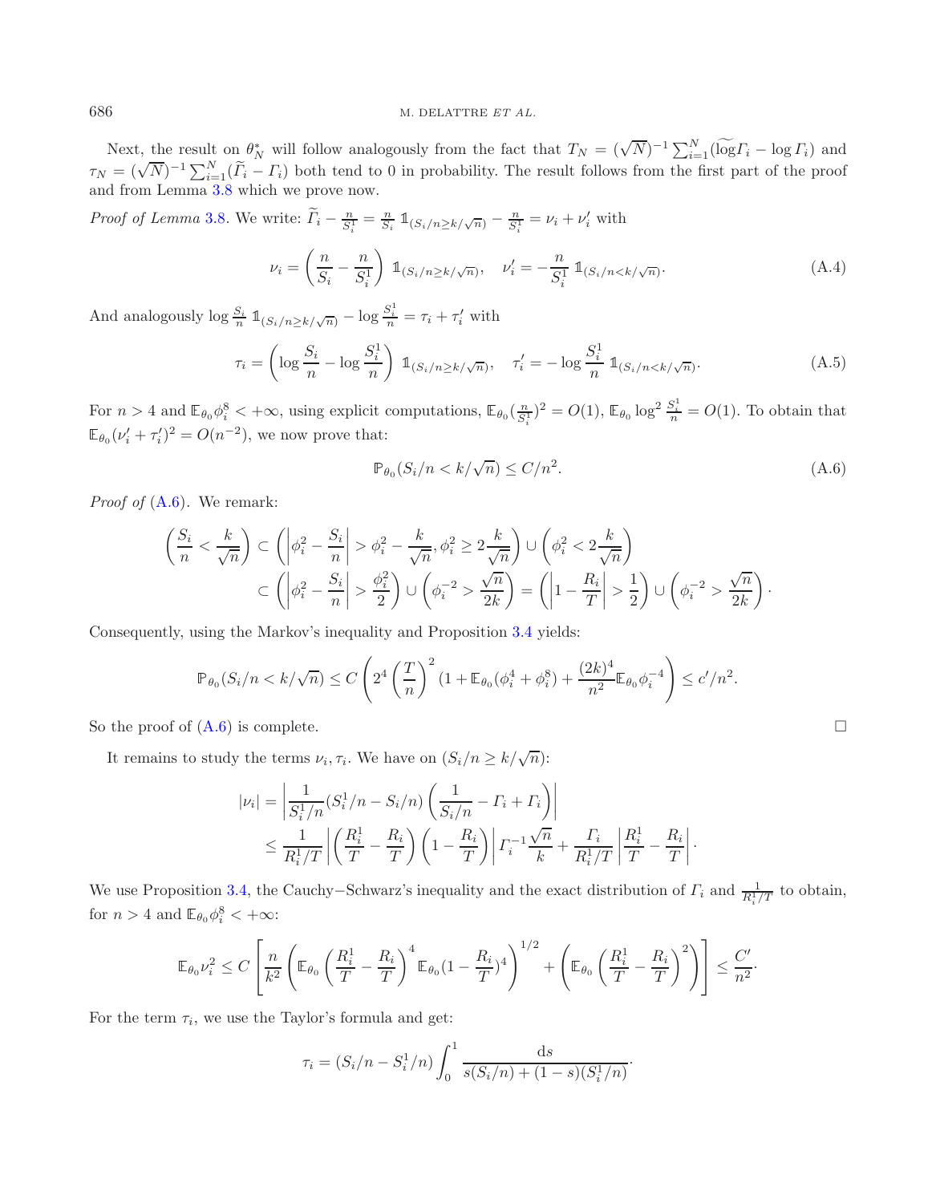Next, the result on $\theta_N^*$ will follow analogously from the fact that $T_N = (\sqrt{N})^{-1}\sum_{i=1}^N (\widetilde{\log}\Gamma_i - \log \Gamma_i)$ and $\tau_N = (\sqrt{N})^{-1}\sum_{i=1}^N (\widetilde{\Gamma}_i - \Gamma_i)$ both tend to 0 in probability. The result follows from the first part of the proof and from Lemma 3.8 which we prove now.

*Proof of Lemma* 3.8. We write: $\widetilde{\Gamma}_i - \frac{n}{S_i^1} = \frac{n}{S_i}\, \mathbb{1}_{(S_i/n \geq k/\sqrt{n})} - \frac{n}{S_i^1} = \nu_i + \nu_i'$ with

$$\nu_i = \left(\frac{n}{S_i} - \frac{n}{S_i^1}\right)\, \mathbb{1}_{(S_i/n\geq k/\sqrt{n})}, \quad \nu_i' = -\frac{n}{S_i^1}\, \mathbb{1}_{(S_i/n<k/\sqrt{n})}. \tag{A.4}$$

And analogously $\log \frac{S_i}{n}\, \mathbb{1}_{(S_i/n\geq k/\sqrt{n})} - \log \frac{S_i^1}{n} = \tau_i + \tau_i'$ with

$$\tau_i = \left(\log \frac{S_i}{n} - \log \frac{S_i^1}{n}\right)\, \mathbb{1}_{(S_i/n\geq k/\sqrt{n})}, \quad \tau_i' = -\log \frac{S_i^1}{n}\, \mathbb{1}_{(S_i/n<k/\sqrt{n})}. \tag{A.5}$$

For $n > 4$ and $\mathbb{E}_{\theta_0}\phi_i^8 < +\infty$, using explicit computations, $\mathbb{E}_{\theta_0}(\frac{n}{S_i^1})^2 = O(1)$, $\mathbb{E}_{\theta_0}\log^2\frac{S_i^1}{n} = O(1)$. To obtain that $\mathbb{E}_{\theta_0}(\nu_i' + \tau_i')^2 = O(n^{-2})$, we now prove that:

$$\mathbb{P}_{\theta_0}(S_i/n < k/\sqrt{n}) \leq C/n^2. \tag{A.6}$$

*Proof of* (A.6). We remark:

$$\begin{aligned}\left(\frac{S_i}{n} < \frac{k}{\sqrt{n}}\right) &\subset \left(\left|\phi_i^2 - \frac{S_i}{n}\right| > \phi_i^2 - \frac{k}{\sqrt{n}}, \phi_i^2 \geq 2\frac{k}{\sqrt{n}}\right) \cup \left(\phi_i^2 < 2\frac{k}{\sqrt{n}}\right)\\ &\subset \left(\left|\phi_i^2 - \frac{S_i}{n}\right| > \frac{\phi_i^2}{2}\right) \cup \left(\phi_i^{-2} > \frac{\sqrt{n}}{2k}\right) = \left(\left|1 - \frac{R_i}{T}\right| > \frac{1}{2}\right) \cup \left(\phi_i^{-2} > \frac{\sqrt{n}}{2k}\right)\cdot\end{aligned}$$

Consequently, using the Markov's inequality and Proposition 3.4 yields:

$$\mathbb{P}_{\theta_0}(S_i/n < k/\sqrt{n}) \leq C\left(2^4\left(\frac{T}{n}\right)^2(1 + \mathbb{E}_{\theta_0}(\phi_i^4 + \phi_i^8) + \frac{(2k)^4}{n^2}\mathbb{E}_{\theta_0}\phi_i^{-4}\right) \leq c'/n^2.$$

So the proof of (A.6) is complete. □

It remains to study the terms $\nu_i, \tau_i$. We have on $(S_i/n \geq k/\sqrt{n})$:

$$\begin{aligned}|\nu_i| &= \left|\frac{1}{S_i^1/n}(S_i^1/n - S_i/n)\left(\frac{1}{S_i/n} - \Gamma_i + \Gamma_i\right)\right|\\ &\leq \frac{1}{R_i^1/T}\left|\left(\frac{R_i^1}{T} - \frac{R_i}{T}\right)\left(1 - \frac{R_i}{T}\right)\right|\Gamma_i^{-1}\frac{\sqrt{n}}{k} + \frac{\Gamma_i}{R_i^1/T}\left|\frac{R_i^1}{T} - \frac{R_i}{T}\right|\cdot\end{aligned}$$

We use Proposition 3.4, the Cauchy−Schwarz's inequality and the exact distribution of $\Gamma_i$ and $\frac{1}{R_i^1/T}$ to obtain, for $n > 4$ and $\mathbb{E}_{\theta_0}\phi_i^8 < +\infty$:

$$\mathbb{E}_{\theta_0}\nu_i^2 \leq C\left[\frac{n}{k^2}\left(\mathbb{E}_{\theta_0}\left(\frac{R_i^1}{T} - \frac{R_i}{T}\right)^4\mathbb{E}_{\theta_0}(1 - \frac{R_i}{T})^4\right)^{1/2} + \left(\mathbb{E}_{\theta_0}\left(\frac{R_i^1}{T} - \frac{R_i}{T}\right)^2\right)\right] \leq \frac{C'}{n^2}\cdot$$

For the term $\tau_i$, we use the Taylor's formula and get:

$$\tau_i = (S_i/n - S_i^1/n)\int_0^1 \frac{\mathrm{d}s}{s(S_i/n) + (1-s)(S_i^1/n)}\cdot$$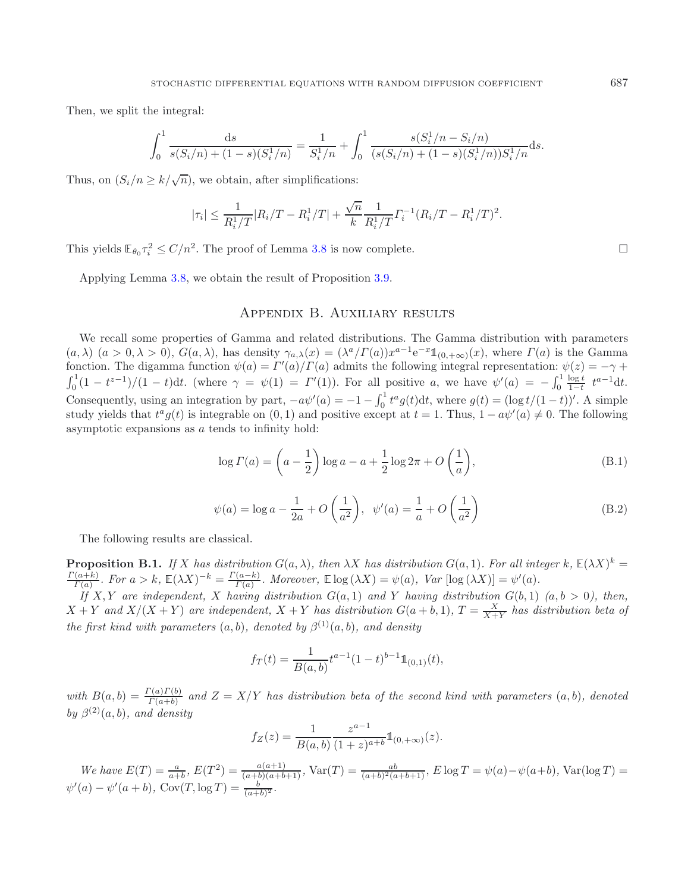Then, we split the integral:

$$\int_0^1 \frac{\mathrm{d}s}{s(S_i/n) + (1-s)(S_i^1/n)} = \frac{1}{S_i^1/n} + \int_0^1 \frac{s(S_i^1/n - S_i/n)}{(s(S_i/n) + (1-s)(S_i^1/n))S_i^1/n}\mathrm{d}s.$$

Thus, on $(S_i/n \geq k/\sqrt{n})$, we obtain, after simplifications:

$$|\tau_i| \leq \frac{1}{R_i^1/T}|R_i/T - R_i^1/T| + \frac{\sqrt{n}}{k}\frac{1}{R_i^1/T}\Gamma_i^{-1}(R_i/T - R_i^1/T)^2.$$

This yields $\mathbb{E}_{\theta_0}\tau_i^2 \leq C/n^2$. The proof of Lemma 3.8 is now complete. □

Applying Lemma 3.8, we obtain the result of Proposition 3.9.

## Appendix B. Auxiliary results

We recall some properties of Gamma and related distributions. The Gamma distribution with parameters $(a, \lambda)$ $(a > 0, \lambda > 0)$, $G(a, \lambda)$, has density $\gamma_{a,\lambda}(x) = (\lambda^a/\Gamma(a))x^{a-1}\mathrm{e}^{-x}\mathbb{1}_{(0,+\infty)}(x)$, where $\Gamma(a)$ is the Gamma fonction. The digamma function $\psi(a) = \Gamma'(a)/\Gamma(a)$ admits the following integral representation: $\psi(z) = -\gamma + \int_0^1(1 - t^{z-1})/(1-t)\mathrm{d}t$. (where $\gamma = \psi(1) = \Gamma'(1)$). For all positive $a$, we have $\psi'(a) = -\int_0^1 \frac{\log t}{1-t}\ t^{a-1}\mathrm{d}t$. Consequently, using an integration by part, $-a\psi'(a) = -1 - \int_0^1 t^a g(t)\mathrm{d}t$, where $g(t) = (\log t/(1-t))'$. A simple study yields that $t^a g(t)$ is integrable on $(0, 1)$ and positive except at $t = 1$. Thus, $1 - a\psi'(a) \neq 0$. The following asymptotic expansions as $a$ tends to infinity hold:

$$\log \Gamma(a) = \left(a - \frac{1}{2}\right)\log a - a + \frac{1}{2}\log 2\pi + O\left(\frac{1}{a}\right), \tag{B.1}$$

$$\psi(a) = \log a - \frac{1}{2a} + O\left(\frac{1}{a^2}\right),\ \ \psi'(a) = \frac{1}{a} + O\left(\frac{1}{a^2}\right) \tag{B.2}$$

The following results are classical.

**Proposition B.1.** *If $X$ has distribution $G(a, \lambda)$, then $\lambda X$ has distribution $G(a, 1)$. For all integer $k$, $\mathbb{E}(\lambda X)^k = \frac{\Gamma(a+k)}{\Gamma(a)}$. For $a > k$, $\mathbb{E}(\lambda X)^{-k} = \frac{\Gamma(a-k)}{\Gamma(a)}$. Moreover, $\mathbb{E}\log(\lambda X) = \psi(a)$, Var $[\log(\lambda X)] = \psi'(a)$.*

*If $X, Y$ are independent, $X$ having distribution $G(a, 1)$ and $Y$ having distribution $G(b, 1)$ $(a, b > 0)$, then, $X + Y$ and $X/(X + Y)$ are independent, $X + Y$ has distribution $G(a + b, 1)$, $T = \frac{X}{X+Y}$ has distribution beta of the first kind with parameters $(a, b)$, denoted by $\beta^{(1)}(a, b)$, and density*

$$f_T(t) = \frac{1}{B(a,b)}t^{a-1}(1-t)^{b-1}\mathbb{1}_{(0,1)}(t),$$

*with $B(a, b) = \frac{\Gamma(a)\Gamma(b)}{\Gamma(a+b)}$ and $Z = X/Y$ has distribution beta of the second kind with parameters $(a, b)$, denoted by $\beta^{(2)}(a, b)$, and density*

$$f_Z(z) = \frac{1}{B(a,b)}\frac{z^{a-1}}{(1+z)^{a+b}}\mathbb{1}_{(0,+\infty)}(z).$$

*We have $E(T) = \frac{a}{a+b}$, $E(T^2) = \frac{a(a+1)}{(a+b)(a+b+1)}$, $\mathrm{Var}(T) = \frac{ab}{(a+b)^2(a+b+1)}$, $E\log T = \psi(a) - \psi(a+b)$, $\mathrm{Var}(\log T) = \psi'(a) - \psi'(a+b)$, $\mathrm{Cov}(T, \log T) = \frac{b}{(a+b)^2}$.*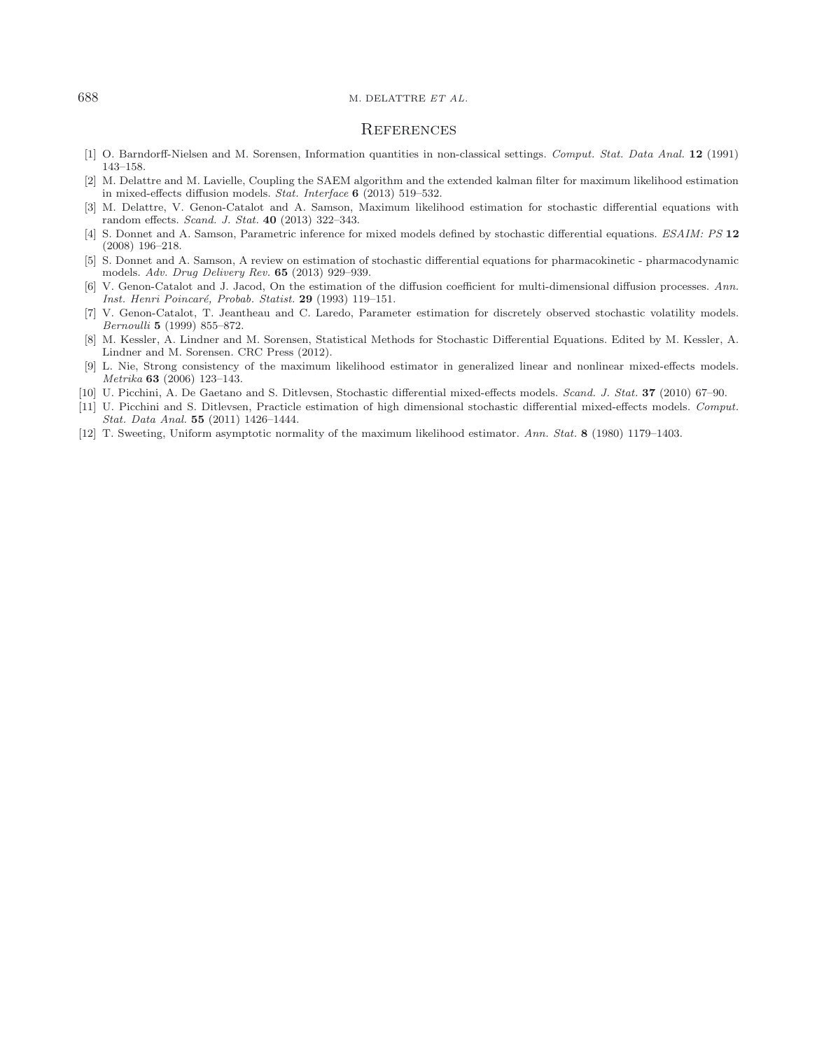## References

[1] O. Barndorff-Nielsen and M. Sorensen, Information quantities in non-classical settings. *Comput. Stat. Data Anal.* **12** (1991) 143–158.

[2] M. Delattre and M. Lavielle, Coupling the SAEM algorithm and the extended kalman filter for maximum likelihood estimation in mixed-effects diffusion models. *Stat. Interface* **6** (2013) 519–532.

[3] M. Delattre, V. Genon-Catalot and A. Samson, Maximum likelihood estimation for stochastic differential equations with random effects. *Scand. J. Stat.* **40** (2013) 322–343.

[4] S. Donnet and A. Samson, Parametric inference for mixed models defined by stochastic differential equations. *ESAIM: PS* **12** (2008) 196–218.

[5] S. Donnet and A. Samson, A review on estimation of stochastic differential equations for pharmacokinetic - pharmacodynamic models. *Adv. Drug Delivery Rev.* **65** (2013) 929–939.

[6] V. Genon-Catalot and J. Jacod, On the estimation of the diffusion coefficient for multi-dimensional diffusion processes. *Ann. Inst. Henri Poincaré, Probab. Statist.* **29** (1993) 119–151.

[7] V. Genon-Catalot, T. Jeantheau and C. Laredo, Parameter estimation for discretely observed stochastic volatility models. *Bernoulli* **5** (1999) 855–872.

[8] M. Kessler, A. Lindner and M. Sorensen, Statistical Methods for Stochastic Differential Equations. Edited by M. Kessler, A. Lindner and M. Sorensen. CRC Press (2012).

[9] L. Nie, Strong consistency of the maximum likelihood estimator in generalized linear and nonlinear mixed-effects models. *Metrika* **63** (2006) 123–143.

[10] U. Picchini, A. De Gaetano and S. Ditlevsen, Stochastic differential mixed-effects models. *Scand. J. Stat.* **37** (2010) 67–90.

[11] U. Picchini and S. Ditlevsen, Practicle estimation of high dimensional stochastic differential mixed-effects models. *Comput. Stat. Data Anal.* **55** (2011) 1426–1444.

[12] T. Sweeting, Uniform asymptotic normality of the maximum likelihood estimator. *Ann. Stat.* **8** (1980) 1179–1403.